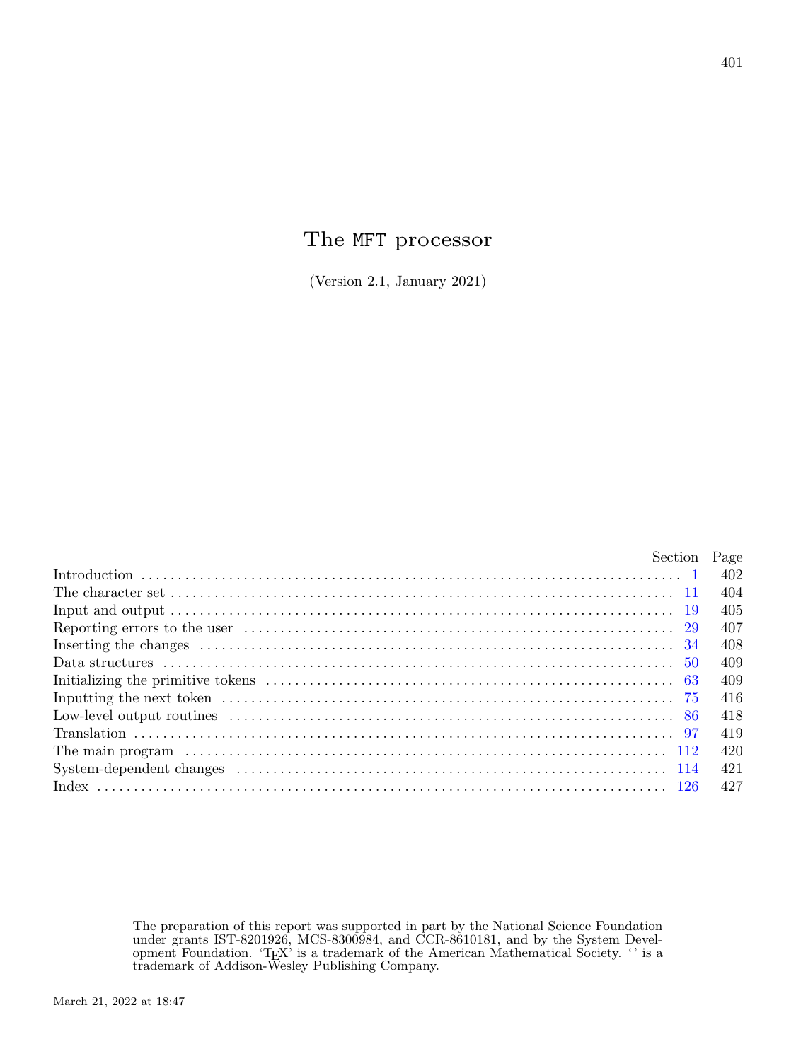# The MFT processor

(Version 2.1, January 2021)

| | Section | Page |
|---|---|---|
| Introduction | 1 | 402 |
| The character set | 11 | 404 |
| Input and output | 19 | 405 |
| Reporting errors to the user | 29 | 407 |
| Inserting the changes | 34 | 408 |
| Data structures | 50 | 409 |
| Initializing the primitive tokens | 63 | 409 |
| Inputting the next token | 75 | 416 |
| Low-level output routines | 86 | 418 |
| Translation | 97 | 419 |
| The main program | 112 | 420 |
| System-dependent changes | 114 | 421 |
| Index | 126 | 427 |

The preparation of this report was supported in part by the National Science Foundation under grants IST-8201926, MCS-8300984, and CCR-8610181, and by the System Development Foundation. 'TEX' is a trademark of the American Mathematical Society. '' is a trademark of Addison-Wesley Publishing Company.

March 21, 2022 at 18:47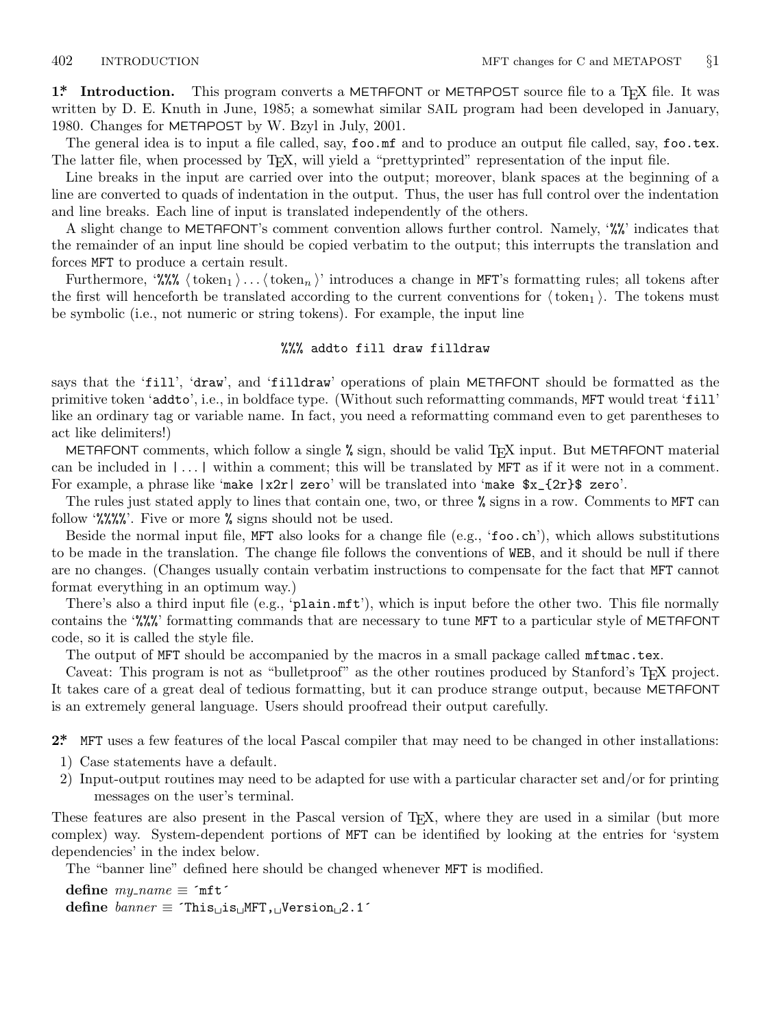**1\* Introduction.** This program converts a METAFONT or METAPOST source file to a TEX file. It was written by D. E. Knuth in June, 1985; a somewhat similar SAIL program had been developed in January, 1980. Changes for METAPOST by W. Bzyl in July, 2001.

The general idea is to input a file called, say, `foo.mf` and to produce an output file called, say, `foo.tex`. The latter file, when processed by TEX, will yield a "prettyprinted" representation of the input file.

Line breaks in the input are carried over into the output; moreover, blank spaces at the beginning of a line are converted to quads of indentation in the output. Thus, the user has full control over the indentation and line breaks. Each line of input is translated independently of the others.

A slight change to METAFONT's comment convention allows further control. Namely, '`%%`' indicates that the remainder of an input line should be copied verbatim to the output; this interrupts the translation and forces MFT to produce a certain result.

Furthermore, '`%%%` $\langle \text{token}_1 \rangle \ldots \langle \text{token}_n \rangle$' introduces a change in MFT's formatting rules; all tokens after the first will henceforth be translated according to the current conventions for $\langle \text{token}_1 \rangle$. The tokens must be symbolic (i.e., not numeric or string tokens). For example, the input line

```
%%% addto fill draw filldraw
```

says that the '`fill`', '`draw`', and '`filldraw`' operations of plain METAFONT should be formatted as the primitive token '`addto`', i.e., in boldface type. (Without such reformatting commands, MFT would treat '`fill`' like an ordinary tag or variable name. In fact, you need a reformatting command even to get parentheses to act like delimiters!)

METAFONT comments, which follow a single `%` sign, should be valid TEX input. But METAFONT material can be included in `|...|` within a comment; this will be translated by MFT as if it were not in a comment. For example, a phrase like '`make |x2r| zero`' will be translated into '`make $x_{2r}$ zero`'.

The rules just stated apply to lines that contain one, two, or three `%` signs in a row. Comments to MFT can follow '`%%%%`'. Five or more `%` signs should not be used.

Beside the normal input file, MFT also looks for a change file (e.g., '`foo.ch`'), which allows substitutions to be made in the translation. The change file follows the conventions of WEB, and it should be null if there are no changes. (Changes usually contain verbatim instructions to compensate for the fact that MFT cannot format everything in an optimum way.)

There's also a third input file (e.g., '`plain.mft`'), which is input before the other two. This file normally contains the '`%%%`' formatting commands that are necessary to tune MFT to a particular style of METAFONT code, so it is called the style file.

The output of MFT should be accompanied by the macros in a small package called `mftmac.tex`.

Caveat: This program is not as "bulletproof" as the other routines produced by Stanford's TEX project. It takes care of a great deal of tedious formatting, but it can produce strange output, because METAFONT is an extremely general language. Users should proofread their output carefully.

**2\*** MFT uses a few features of the local Pascal compiler that may need to be changed in other installations:

1) Case statements have a default.
2) Input-output routines may need to be adapted for use with a particular character set and/or for printing messages on the user's terminal.

These features are also present in the Pascal version of TEX, where they are used in a similar (but more complex) way. System-dependent portions of MFT can be identified by looking at the entries for 'system dependencies' in the index below.

The "banner line" defined here should be changed whenever MFT is modified.

**define** *my_name* ≡ ´mft´
**define** *banner* ≡ ´This␣is␣MFT,␣Version␣2.1´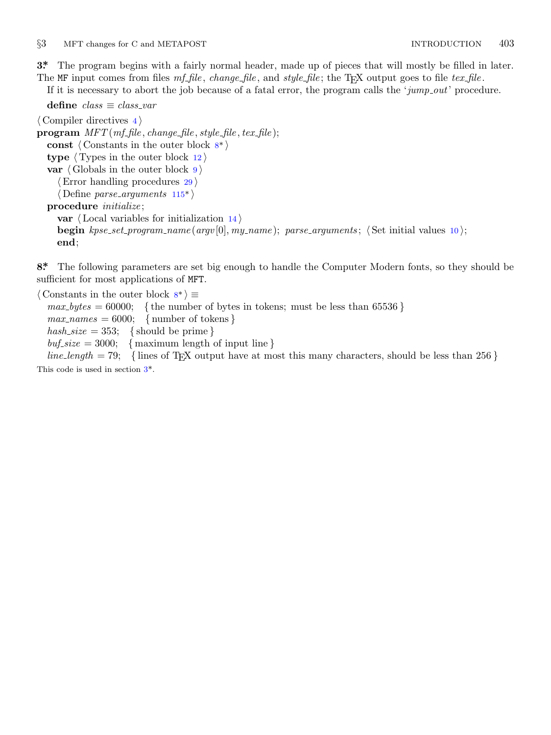**3\*** The program begins with a fairly normal header, made up of pieces that will mostly be filled in later. The MF input comes from files *mf_file*, *change_file*, and *style_file*; the TeX output goes to file *tex_file*.

If it is necessary to abort the job because of a fatal error, the program calls the '*jump_out*' procedure.

**define** *class* ≡ *class_var*

⟨ Compiler directives 4 ⟩
**program** *MFT*(*mf_file*, *change_file*, *style_file*, *tex_file*);
  **const** ⟨ Constants in the outer block 8* ⟩
  **type** ⟨ Types in the outer block 12 ⟩
  **var** ⟨ Globals in the outer block 9 ⟩
    ⟨ Error handling procedures 29 ⟩
    ⟨ Define *parse_arguments* 115* ⟩
  **procedure** *initialize*;
    **var** ⟨ Local variables for initialization 14 ⟩
    **begin** *kpse_set_program_name*(*argv*[0], *my_name*); *parse_arguments*; ⟨ Set initial values 10 ⟩;
    **end**;

**8\*** The following parameters are set big enough to handle the Computer Modern fonts, so they should be sufficient for most applications of MFT.

⟨ Constants in the outer block 8* ⟩ ≡
  *max_bytes* = 60000; { the number of bytes in tokens; must be less than 65536 }
  *max_names* = 6000; { number of tokens }
  *hash_size* = 353; { should be prime }
  *buf_size* = 3000; { maximum length of input line }
  *line_length* = 79; { lines of TeX output have at most this many characters, should be less than 256 }

This code is used in section 3*.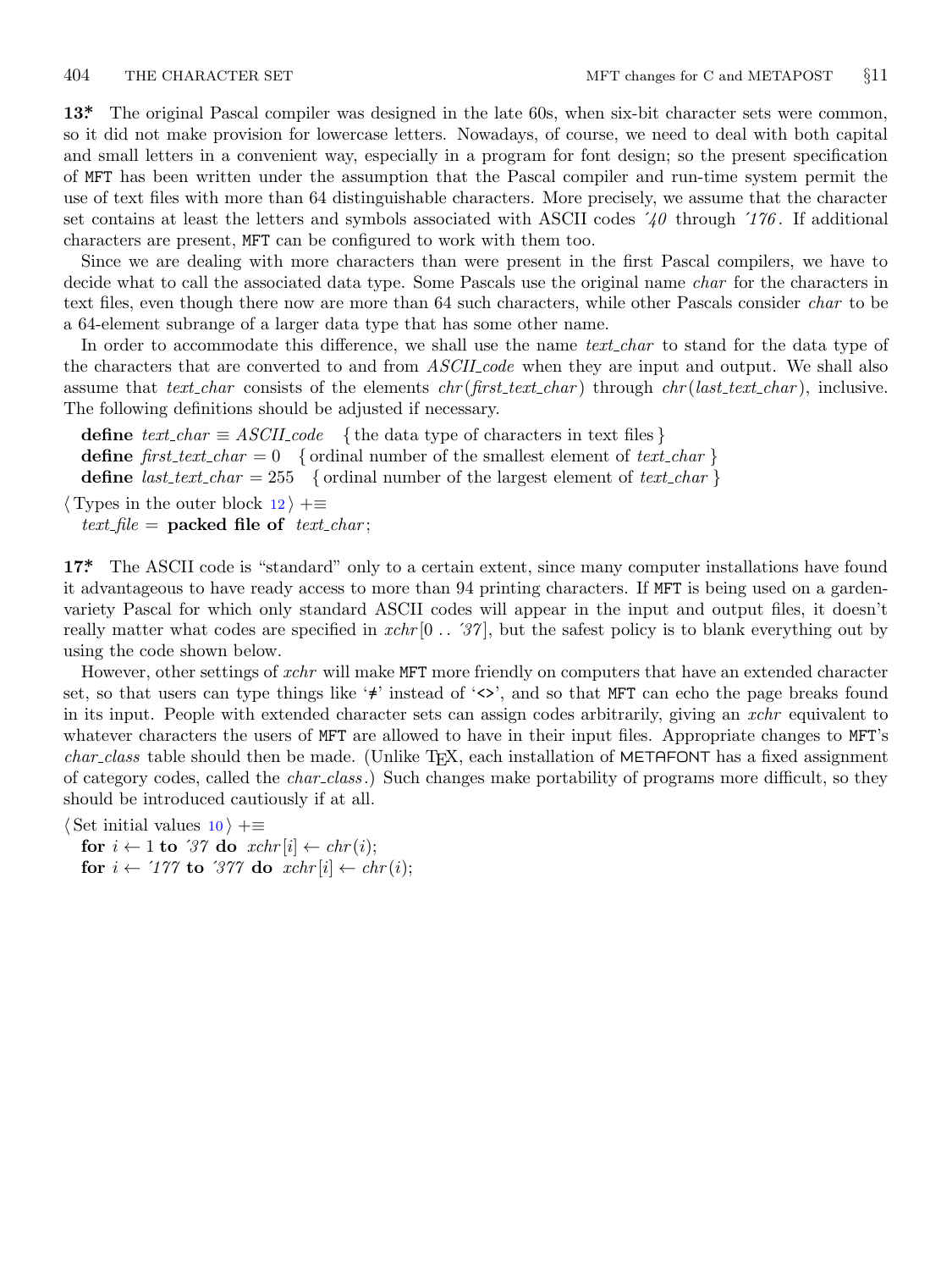**13\*** The original Pascal compiler was designed in the late 60s, when six-bit character sets were common, so it did not make provision for lowercase letters. Nowadays, of course, we need to deal with both capital and small letters in a convenient way, especially in a program for font design; so the present specification of MFT has been written under the assumption that the Pascal compiler and run-time system permit the use of text files with more than 64 distinguishable characters. More precisely, we assume that the character set contains at least the letters and symbols associated with ASCII codes ´*40* through ´*176*. If additional characters are present, MFT can be configured to work with them too.

Since we are dealing with more characters than were present in the first Pascal compilers, we have to decide what to call the associated data type. Some Pascals use the original name *char* for the characters in text files, even though there now are more than 64 such characters, while other Pascals consider *char* to be a 64-element subrange of a larger data type that has some other name.

In order to accommodate this difference, we shall use the name *text_char* to stand for the data type of the characters that are converted to and from *ASCII_code* when they are input and output. We shall also assume that *text_char* consists of the elements *chr*(*first_text_char*) through *chr*(*last_text_char*), inclusive. The following definitions should be adjusted if necessary.

**define** *text_char* ≡ *ASCII_code* { the data type of characters in text files }
**define** *first_text_char* = 0 { ordinal number of the smallest element of *text_char* }
**define** *last_text_char* = 255 { ordinal number of the largest element of *text_char* }

⟨ Types in the outer block 12 ⟩ +≡
*text_file* = **packed file of** *text_char*;

**17\*** The ASCII code is "standard" only to a certain extent, since many computer installations have found it advantageous to have ready access to more than 94 printing characters. If MFT is being used on a garden-variety Pascal for which only standard ASCII codes will appear in the input and output files, it doesn't really matter what codes are specified in *xchr*[0 .. ´*37*], but the safest policy is to blank everything out by using the code shown below.

However, other settings of *xchr* will make MFT more friendly on computers that have an extended character set, so that users can type things like '≠' instead of '<>', and so that MFT can echo the page breaks found in its input. People with extended character sets can assign codes arbitrarily, giving an *xchr* equivalent to whatever characters the users of MFT are allowed to have in their input files. Appropriate changes to MFT's *char_class* table should then be made. (Unlike TEX, each installation of METAFONT has a fixed assignment of category codes, called the *char_class*.) Such changes make portability of programs more difficult, so they should be introduced cautiously if at all.

⟨ Set initial values 10 ⟩ +≡
**for** $i \leftarrow 1$ **to** ´*37* **do** $xchr[i] \leftarrow chr(i)$;
**for** $i \leftarrow$ ´*177* **to** ´*377* **do** $xchr[i] \leftarrow chr(i)$;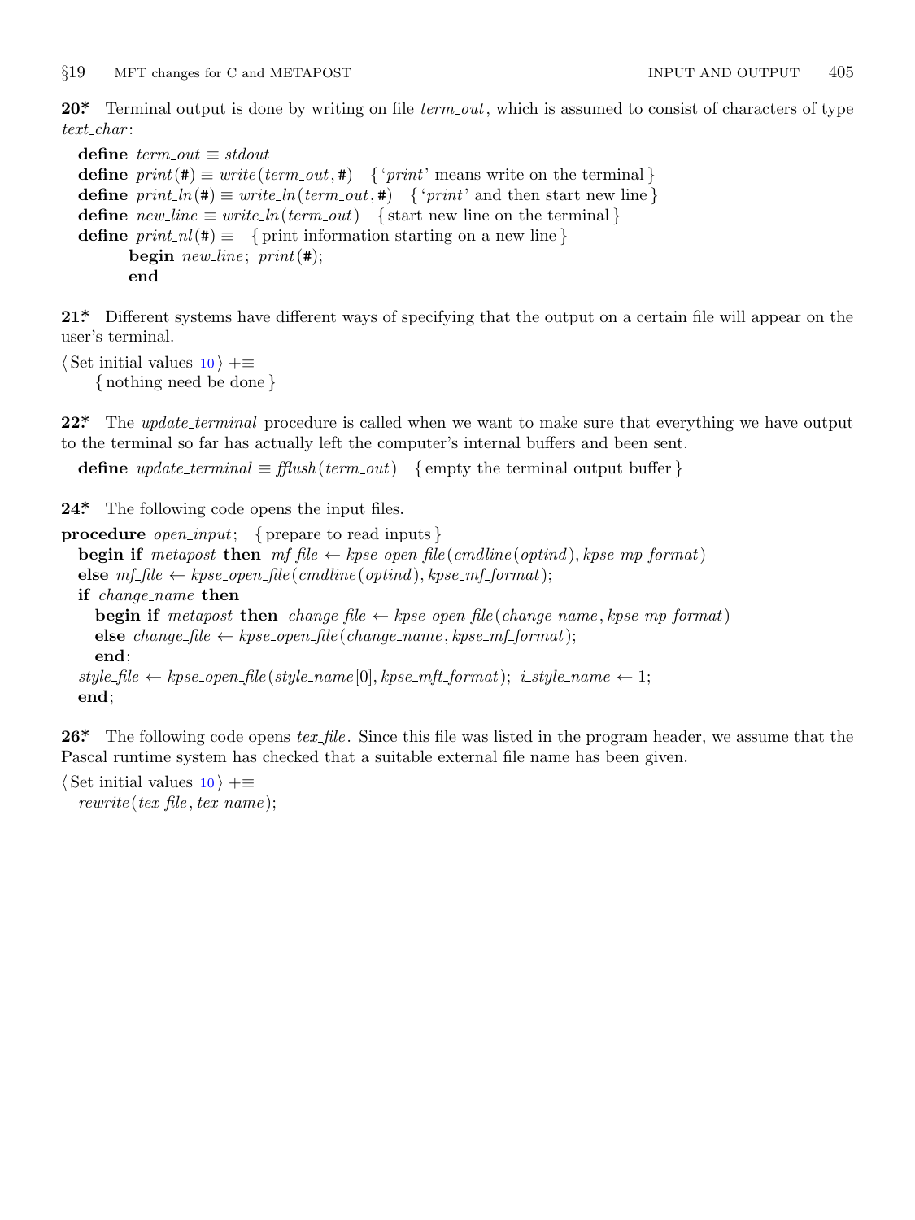**20\*** Terminal output is done by writing on file *term_out*, which is assumed to consist of characters of type *text_char*:

```
define term_out ≡ stdout
define print(#) ≡ write(term_out, #)   { 'print' means write on the terminal }
define print_ln(#) ≡ write_ln(term_out, #)   { 'print' and then start new line }
define new_line ≡ write_ln(term_out)   { start new line on the terminal }
define print_nl(#) ≡   { print information starting on a new line }
        begin new_line; print(#);
        end
```

**21\*** Different systems have different ways of specifying that the output on a certain file will appear on the user's terminal.

```
⟨ Set initial values 10 ⟩ +≡
    { nothing need be done }
```

**22\*** The *update_terminal* procedure is called when we want to make sure that everything we have output to the terminal so far has actually left the computer's internal buffers and been sent.

```
define update_terminal ≡ fflush(term_out)   { empty the terminal output buffer }
```

**24\*** The following code opens the input files.

```
procedure open_input;   { prepare to read inputs }
  begin if metapost then mf_file ← kpse_open_file(cmdline(optind), kpse_mp_format)
  else mf_file ← kpse_open_file(cmdline(optind), kpse_mf_format);
  if change_name then
    begin if metapost then change_file ← kpse_open_file(change_name, kpse_mp_format)
    else change_file ← kpse_open_file(change_name, kpse_mf_format);
    end;
  style_file ← kpse_open_file(style_name[0], kpse_mft_format); i_style_name ← 1;
  end;
```

**26\*** The following code opens *tex_file*. Since this file was listed in the program header, we assume that the Pascal runtime system has checked that a suitable external file name has been given.

```
⟨ Set initial values 10 ⟩ +≡
  rewrite(tex_file, tex_name);
```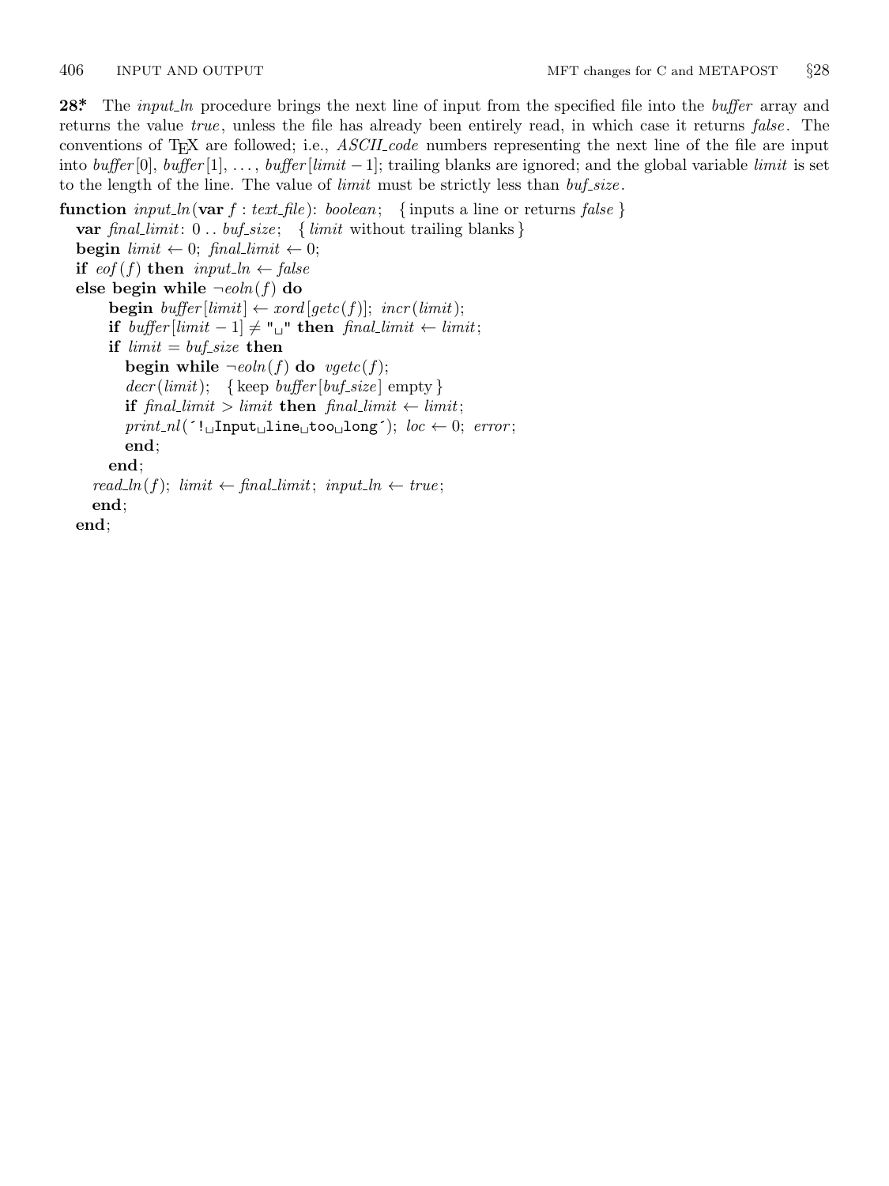**28\*** The *input_ln* procedure brings the next line of input from the specified file into the *buffer* array and returns the value *true*, unless the file has already been entirely read, in which case it returns *false*. The conventions of TEX are followed; i.e., *ASCII_code* numbers representing the next line of the file are input into *buffer*[0], *buffer*[1], ..., *buffer*[*limit* − 1]; trailing blanks are ignored; and the global variable *limit* is set to the length of the line. The value of *limit* must be strictly less than *buf_size*.

```
function input_ln(var f : text_file): boolean;   { inputs a line or returns false }
  var final_limit: 0 .. buf_size;   { limit without trailing blanks }
  begin limit ← 0; final_limit ← 0;
  if eof(f) then input_ln ← false
  else begin while ¬eoln(f) do
        begin buffer[limit] ← xord[getc(f)]; incr(limit);
        if buffer[limit − 1] ≠ "␣" then final_limit ← limit;
        if limit = buf_size then
          begin while ¬eoln(f) do vgetc(f);
          decr(limit);   { keep buffer[buf_size] empty }
          if final_limit > limit then final_limit ← limit;
          print_nl(´!␣Input␣line␣too␣long´); loc ← 0; error;
          end;
        end;
    read_ln(f); limit ← final_limit; input_ln ← true;
    end;
  end;
```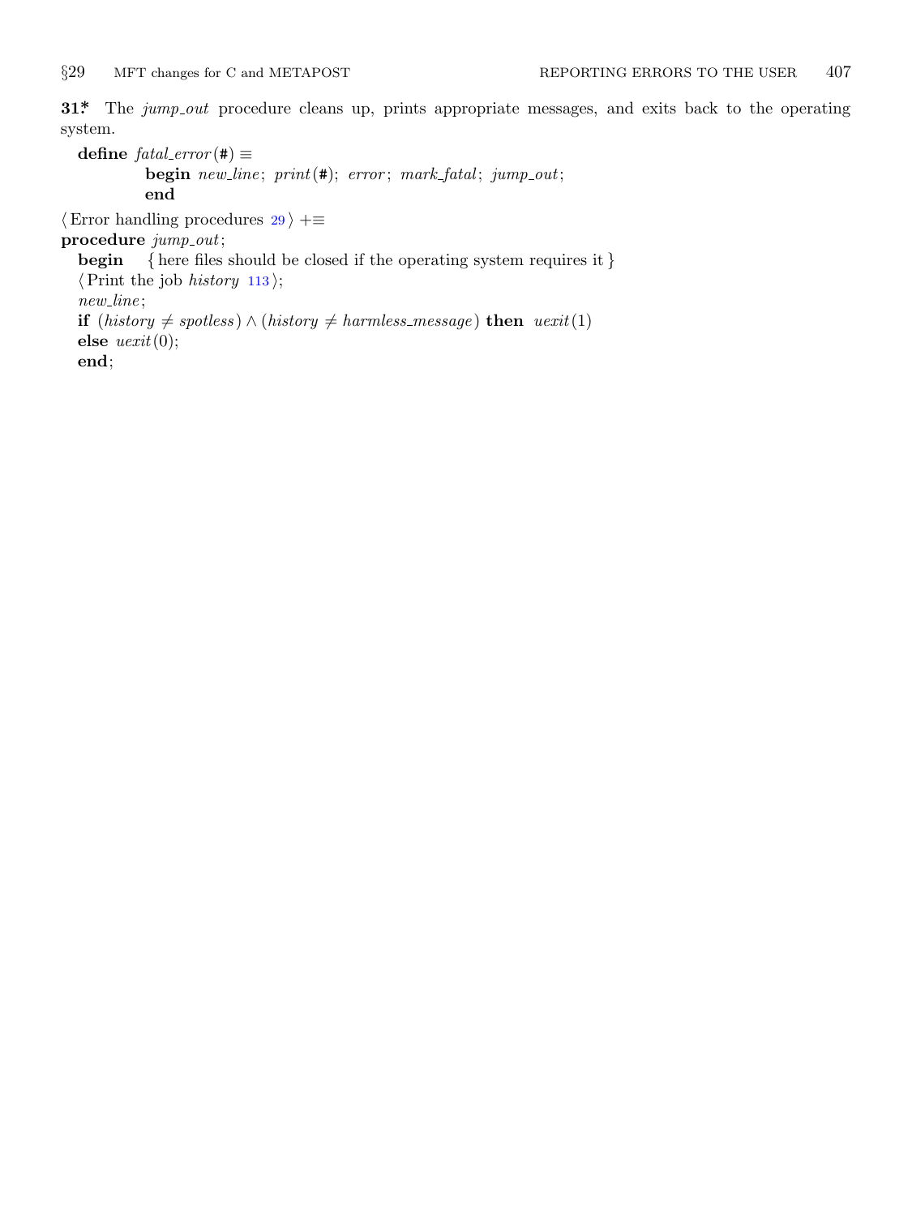**31\*** The *jump_out* procedure cleans up, prints appropriate messages, and exits back to the operating system.

**define** *fatal_error*(#) ≡
  **begin** *new_line*; *print*(#); *error*; *mark_fatal*; *jump_out*;
  **end**

⟨ Error handling procedures 29 ⟩ +≡
**procedure** *jump_out*;
  **begin** { here files should be closed if the operating system requires it }
  ⟨ Print the job *history* 113 ⟩;
  *new_line*;
  **if** (*history* ≠ *spotless*) ∧ (*history* ≠ *harmless_message*) **then** *uexit*(1)
  **else** *uexit*(0);
  **end**;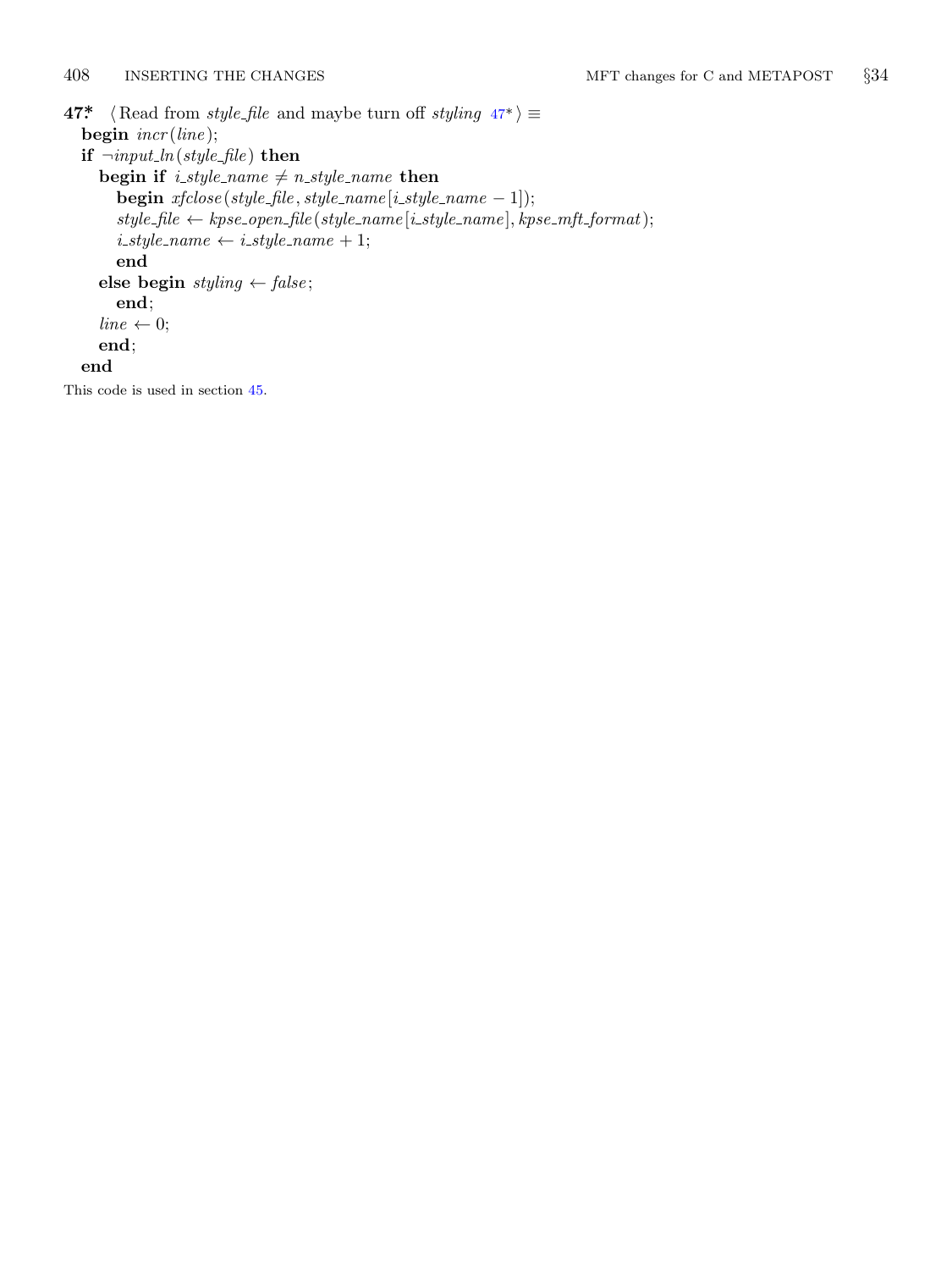**47\*** ⟨ Read from *style_file* and maybe turn off *styling* 47\* ⟩ ≡

```
begin incr(line);
if ¬input_ln(style_file) then
   begin if i_style_name ≠ n_style_name then
      begin xfclose(style_file, style_name[i_style_name − 1]);
      style_file ← kpse_open_file(style_name[i_style_name], kpse_mft_format);
      i_style_name ← i_style_name + 1;
      end
   else begin styling ← false;
      end;
   line ← 0;
   end;
end
```

This code is used in section 45.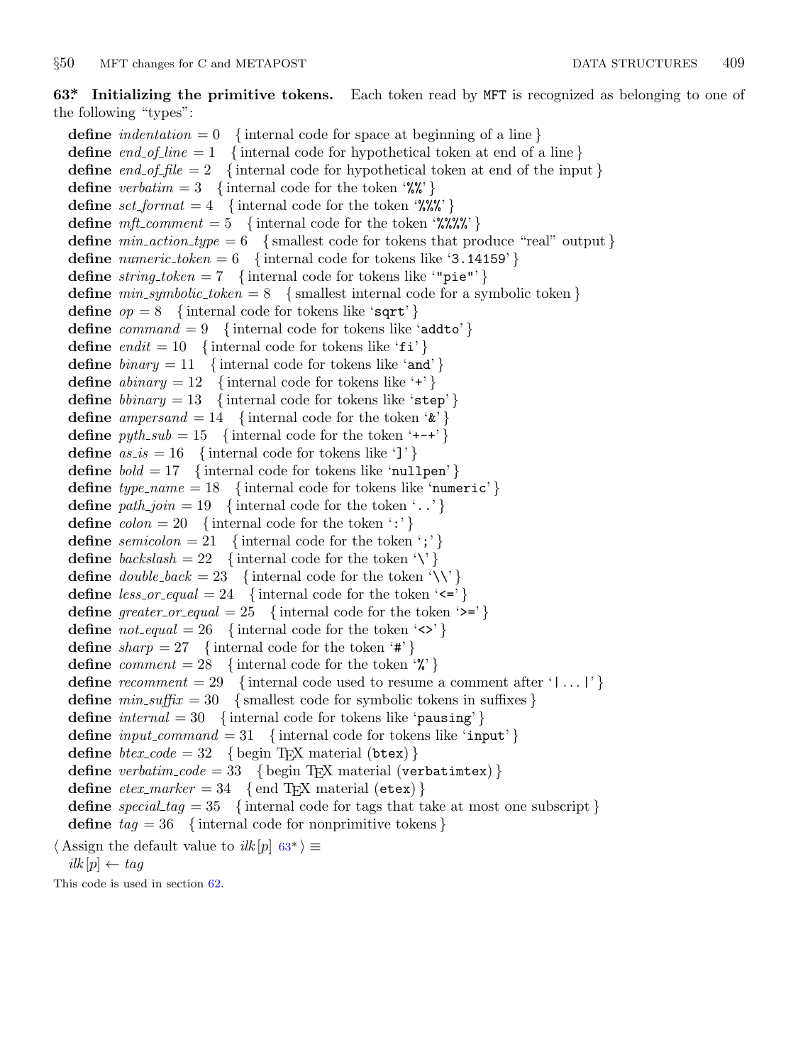**63\* Initializing the primitive tokens.** Each token read by MFT is recognized as belonging to one of the following "types":

**define** *indentation* = 0 { internal code for space at beginning of a line }
**define** *end_of_line* = 1 { internal code for hypothetical token at end of a line }
**define** *end_of_file* = 2 { internal code for hypothetical token at end of the input }
**define** *verbatim* = 3 { internal code for the token '`%%`' }
**define** *set_format* = 4 { internal code for the token '`%%%`' }
**define** *mft_comment* = 5 { internal code for the token '`%%%%`' }
**define** *min_action_type* = 6 { smallest code for tokens that produce "real" output }
**define** *numeric_token* = 6 { internal code for tokens like '`3.14159`' }
**define** *string_token* = 7 { internal code for tokens like '`"pie"`' }
**define** *min_symbolic_token* = 8 { smallest internal code for a symbolic token }
**define** *op* = 8 { internal code for tokens like '`sqrt`' }
**define** *command* = 9 { internal code for tokens like '`addto`' }
**define** *endit* = 10 { internal code for tokens like '`fi`' }
**define** *binary* = 11 { internal code for tokens like '`and`' }
**define** *abinary* = 12 { internal code for tokens like '`+`' }
**define** *bbinary* = 13 { internal code for tokens like '`step`' }
**define** *ampersand* = 14 { internal code for the token '`&`' }
**define** *pyth_sub* = 15 { internal code for the token '`+-+`' }
**define** *as_is* = 16 { internal code for tokens like '`]`' }
**define** *bold* = 17 { internal code for tokens like '`nullpen`' }
**define** *type_name* = 18 { internal code for tokens like '`numeric`' }
**define** *path_join* = 19 { internal code for the token '`..`' }
**define** *colon* = 20 { internal code for the token '`:`' }
**define** *semicolon* = 21 { internal code for the token '`;`' }
**define** *backslash* = 22 { internal code for the token '`\`' }
**define** *double_back* = 23 { internal code for the token '`\\`' }
**define** *less_or_equal* = 24 { internal code for the token '`<=`' }
**define** *greater_or_equal* = 25 { internal code for the token '`>=`' }
**define** *not_equal* = 26 { internal code for the token '`<>`' }
**define** *sharp* = 27 { internal code for the token '`#`' }
**define** *comment* = 28 { internal code for the token '`%`' }
**define** *recomment* = 29 { internal code used to resume a comment after '`|` ... `|`' }
**define** *min_suffix* = 30 { smallest code for symbolic tokens in suffixes }
**define** *internal* = 30 { internal code for tokens like '`pausing`' }
**define** *input_command* = 31 { internal code for tokens like '`input`' }
**define** *btex_code* = 32 { begin TeX material (`btex`) }
**define** *verbatim_code* = 33 { begin TeX material (`verbatimtex`) }
**define** *etex_marker* = 34 { end TeX material (`etex`) }
**define** *special_tag* = 35 { internal code for tags that take at most one subscript }
**define** *tag* = 36 { internal code for nonprimitive tokens }

⟨ Assign the default value to *ilk*[*p*] 63\* ⟩ ≡
  *ilk*[*p*] ← *tag*

This code is used in section 62.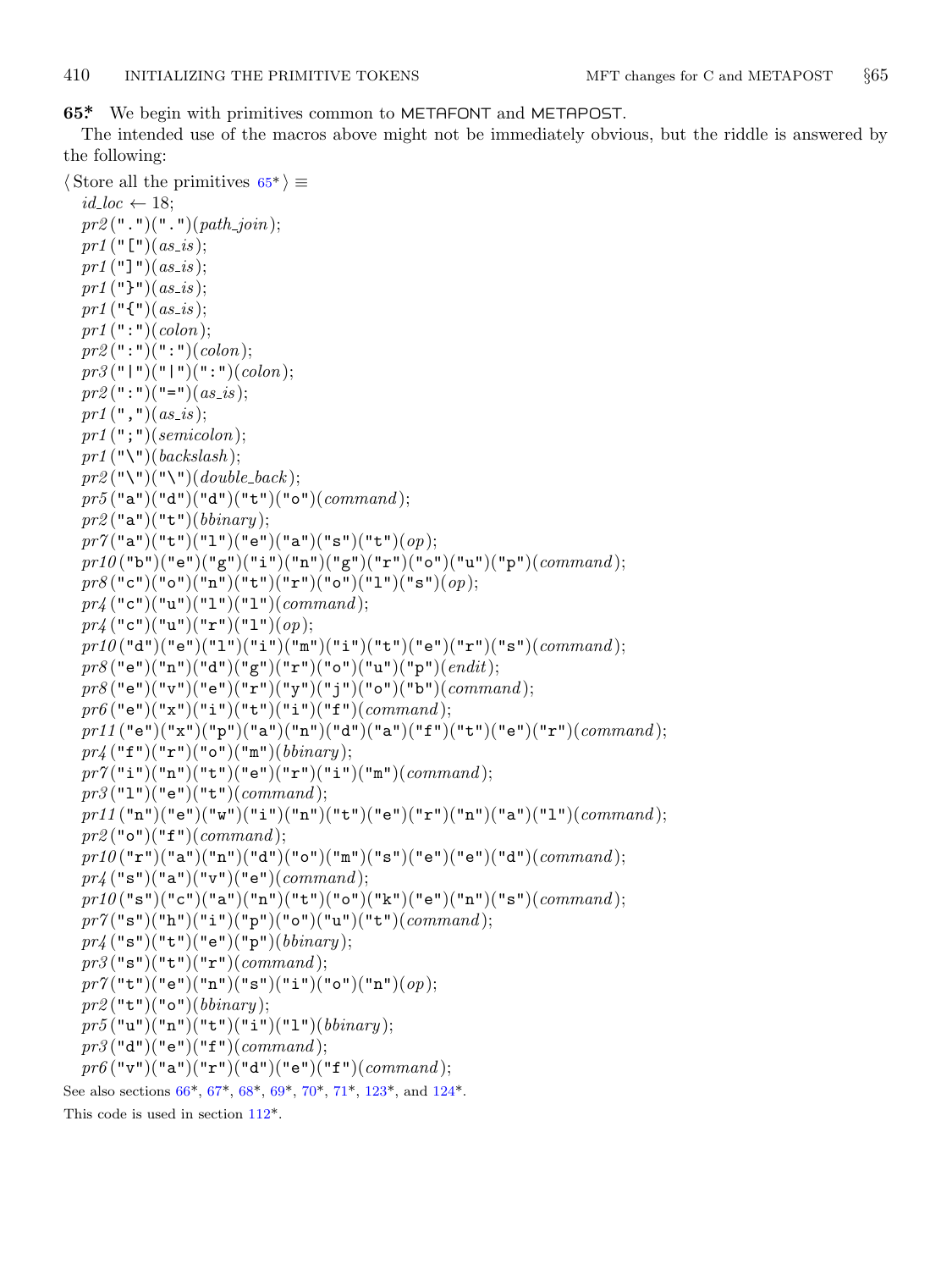**65*** We begin with primitives common to METAFONT and METAPOST.

The intended use of the macros above might not be immediately obvious, but the riddle is answered by the following:

⟨ Store all the primitives 65* ⟩ ≡

```
id_loc ← 18;
pr2(".")(".")(path_join);
pr1("[")(as_is);
pr1("]")(as_is);
pr1("}")(as_is);
pr1("{")(as_is);
pr1(":")(colon);
pr2(":")(":")(colon);
pr3("|")("|")(":")(colon);
pr2(":")("=")(as_is);
pr1(",")(as_is);
pr1(";")(semicolon);
pr1("\")(backslash);
pr2("\")("\")(double_back);
pr5("a")("d")("d")("t")("o")(command);
pr2("a")("t")(bbinary);
pr7("a")("t")("l")("e")("a")("s")("t")(op);
pr10("b")("e")("g")("i")("n")("g")("r")("o")("u")("p")(command);
pr8("c")("o")("n")("t")("r")("o")("l")("s")(op);
pr4("c")("u")("l")("l")(command);
pr4("c")("u")("r")("l")(op);
pr10("d")("e")("l")("i")("m")("i")("t")("e")("r")("s")(command);
pr8("e")("n")("d")("g")("r")("o")("u")("p")(endit);
pr8("e")("v")("e")("r")("y")("j")("o")("b")(command);
pr6("e")("x")("i")("t")("i")("f")(command);
pr11("e")("x")("p")("a")("n")("d")("a")("f")("t")("e")("r")(command);
pr4("f")("r")("o")("m")(bbinary);
pr7("i")("n")("t")("e")("r")("i")("m")(command);
pr3("l")("e")("t")(command);
pr11("n")("e")("w")("i")("n")("t")("e")("r")("n")("a")("l")(command);
pr2("o")("f")(command);
pr10("r")("a")("n")("d")("o")("m")("s")("e")("e")("d")(command);
pr4("s")("a")("v")("e")(command);
pr10("s")("c")("a")("n")("t")("o")("k")("e")("n")("s")(command);
pr7("s")("h")("i")("p")("o")("u")("t")(command);
pr4("s")("t")("e")("p")(bbinary);
pr3("s")("t")("r")(command);
pr7("t")("e")("n")("s")("i")("o")("n")(op);
pr2("t")("o")(bbinary);
pr5("u")("n")("t")("i")("l")(bbinary);
pr3("d")("e")("f")(command);
pr6("v")("a")("r")("d")("e")("f")(command);
```

See also sections 66*, 67*, 68*, 69*, 70*, 71*, 123*, and 124*.

This code is used in section 112*.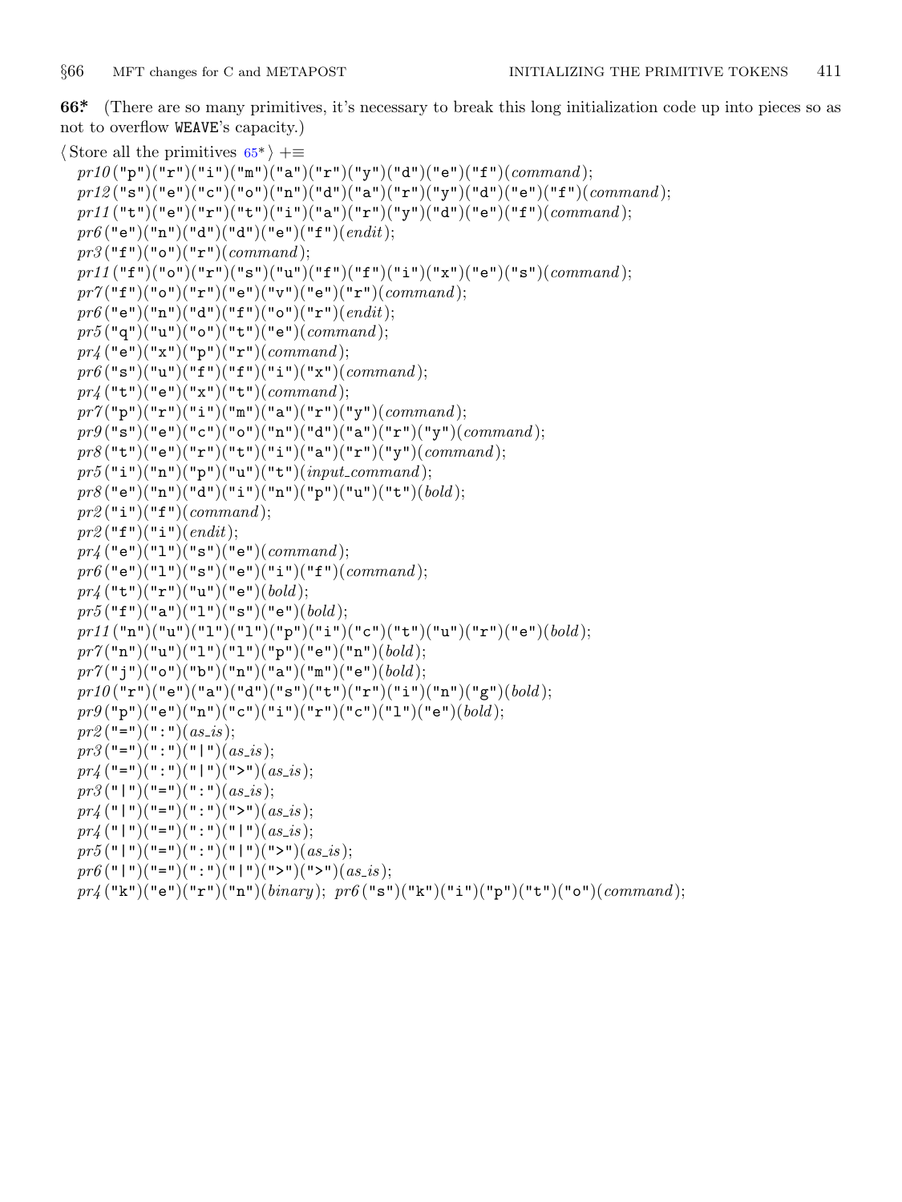**66*** (There are so many primitives, it's necessary to break this long initialization code up into pieces so as not to overflow WEAVE's capacity.)

⟨ Store all the primitives 65* ⟩ +≡

```
pr10("p")("r")("i")("m")("a")("r")("y")("d")("e")("f")(command);
pr12("s")("e")("c")("o")("n")("d")("a")("r")("y")("d")("e")("f")(command);
pr11("t")("e")("r")("t")("i")("a")("r")("y")("d")("e")("f")(command);
pr6("e")("n")("d")("d")("e")("f")(endit);
pr3("f")("o")("r")(command);
pr11("f")("o")("r")("s")("u")("f")("f")("i")("x")("e")("s")(command);
pr7("f")("o")("r")("e")("v")("e")("r")(command);
pr6("e")("n")("d")("f")("o")("r")(endit);
pr5("q")("u")("o")("t")("e")(command);
pr4("e")("x")("p")("r")(command);
pr6("s")("u")("f")("f")("i")("x")(command);
pr4("t")("e")("x")("t")(command);
pr7("p")("r")("i")("m")("a")("r")("y")(command);
pr9("s")("e")("c")("o")("n")("d")("a")("r")("y")(command);
pr8("t")("e")("r")("t")("i")("a")("r")("y")(command);
pr5("i")("n")("p")("u")("t")(input_command);
pr8("e")("n")("d")("i")("n")("p")("u")("t")(bold);
pr2("i")("f")(command);
pr2("f")("i")(endit);
pr4("e")("l")("s")("e")(command);
pr6("e")("l")("s")("e")("i")("f")(command);
pr4("t")("r")("u")("e")(bold);
pr5("f")("a")("l")("s")("e")(bold);
pr11("n")("u")("l")("l")("p")("i")("c")("t")("u")("r")("e")(bold);
pr7("n")("u")("l")("l")("p")("e")("n")(bold);
pr7("j")("o")("b")("n")("a")("m")("e")(bold);
pr10("r")("e")("a")("d")("s")("t")("r")("i")("n")("g")(bold);
pr9("p")("e")("n")("c")("i")("r")("c")("l")("e")(bold);
pr2("=")(":")(as_is);
pr3("=")(":")("|")(as_is);
pr4("=")(":")("|")(">")(as_is);
pr3("|")("=")(":")(as_is);
pr4("|")("=")(":")(">")(as_is);
pr4("|")("=")(":")("|")(as_is);
pr5("|")("=")(":")("|")(">")(as_is);
pr6("|")("=")(":")("|")(">")(">")(as_is);
pr4("k")("e")("r")("n")(binary); pr6("s")("k")("i")("p")("t")("o")(command);
```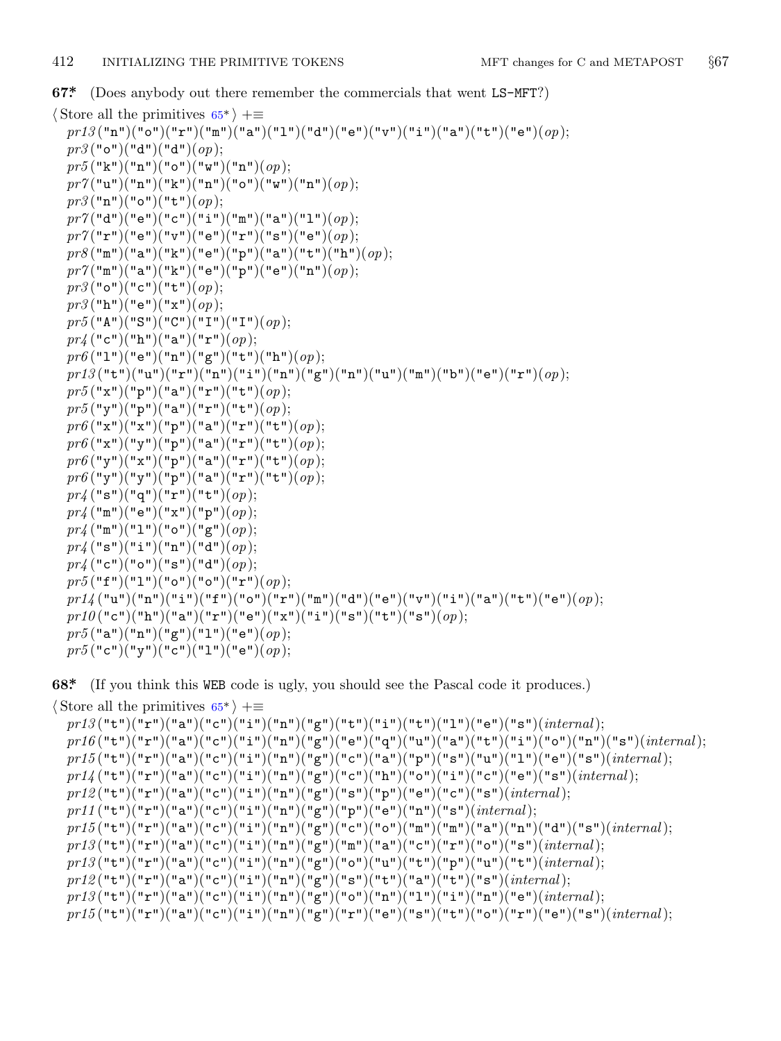**67\*** (Does anybody out there remember the commercials that went LS-MFT?)

⟨ Store all the primitives 65\* ⟩ +≡

```
pr13("n")("o")("r")("m")("a")("l")("d")("e")("v")("i")("a")("t")("e")(op);
pr3("o")("d")("d")(op);
pr5("k")("n")("o")("w")("n")(op);
pr7("u")("n")("k")("n")("o")("w")("n")(op);
pr3("n")("o")("t")(op);
pr7("d")("e")("c")("i")("m")("a")("l")(op);
pr7("r")("e")("v")("e")("r")("s")("e")(op);
pr8("m")("a")("k")("e")("p")("a")("t")("h")(op);
pr7("m")("a")("k")("e")("p")("e")("n")(op);
pr3("o")("c")("t")(op);
pr3("h")("e")("x")(op);
pr5("A")("S")("C")("I")("I")(op);
pr4("c")("h")("a")("r")(op);
pr6("l")("e")("n")("g")("t")("h")(op);
pr13("t")("u")("r")("n")("i")("n")("g")("n")("u")("m")("b")("e")("r")(op);
pr5("x")("p")("a")("r")("t")(op);
pr5("y")("p")("a")("r")("t")(op);
pr6("x")("x")("p")("a")("r")("t")(op);
pr6("x")("y")("p")("a")("r")("t")(op);
pr6("y")("x")("p")("a")("r")("t")(op);
pr6("y")("y")("p")("a")("r")("t")(op);
pr4("s")("q")("r")("t")(op);
pr4("m")("e")("x")("p")(op);
pr4("m")("l")("o")("g")(op);
pr4("s")("i")("n")("d")(op);
pr4("c")("o")("s")("d")(op);
pr5("f")("l")("o")("o")("r")(op);
pr14("u")("n")("i")("f")("o")("r")("m")("d")("e")("v")("i")("a")("t")("e")(op);
pr10("c")("h")("a")("r")("e")("x")("i")("s")("t")("s")(op);
pr5("a")("n")("g")("l")("e")(op);
pr5("c")("y")("c")("l")("e")(op);
```

**68\*** (If you think this WEB code is ugly, you should see the Pascal code it produces.)

⟨ Store all the primitives 65\* ⟩ +≡

```
pr13("t")("r")("a")("c")("i")("n")("g")("t")("i")("t")("l")("e")("s")(internal);
pr16("t")("r")("a")("c")("i")("n")("g")("e")("q")("u")("a")("t")("i")("o")("n")("s")(internal);
pr15("t")("r")("a")("c")("i")("n")("g")("c")("a")("p")("s")("u")("l")("e")("s")(internal);
pr14("t")("r")("a")("c")("i")("n")("g")("c")("h")("o")("i")("c")("e")("s")(internal);
pr12("t")("r")("a")("c")("i")("n")("g")("s")("p")("e")("c")("s")(internal);
pr11("t")("r")("a")("c")("i")("n")("g")("p")("e")("n")("s")(internal);
pr15("t")("r")("a")("c")("i")("n")("g")("c")("o")("m")("m")("a")("n")("d")("s")(internal);
pr13("t")("r")("a")("c")("i")("n")("g")("m")("a")("c")("r")("o")("s")(internal);
pr13("t")("r")("a")("c")("i")("n")("g")("o")("u")("t")("p")("u")("t")(internal);
pr12("t")("r")("a")("c")("i")("n")("g")("s")("t")("a")("t")("s")(internal);
pr13("t")("r")("a")("c")("i")("n")("g")("o")("n")("l")("i")("n")("e")(internal);
pr15("t")("r")("a")("c")("i")("n")("g")("r")("e")("s")("t")("o")("r")("e")("s")(internal);
```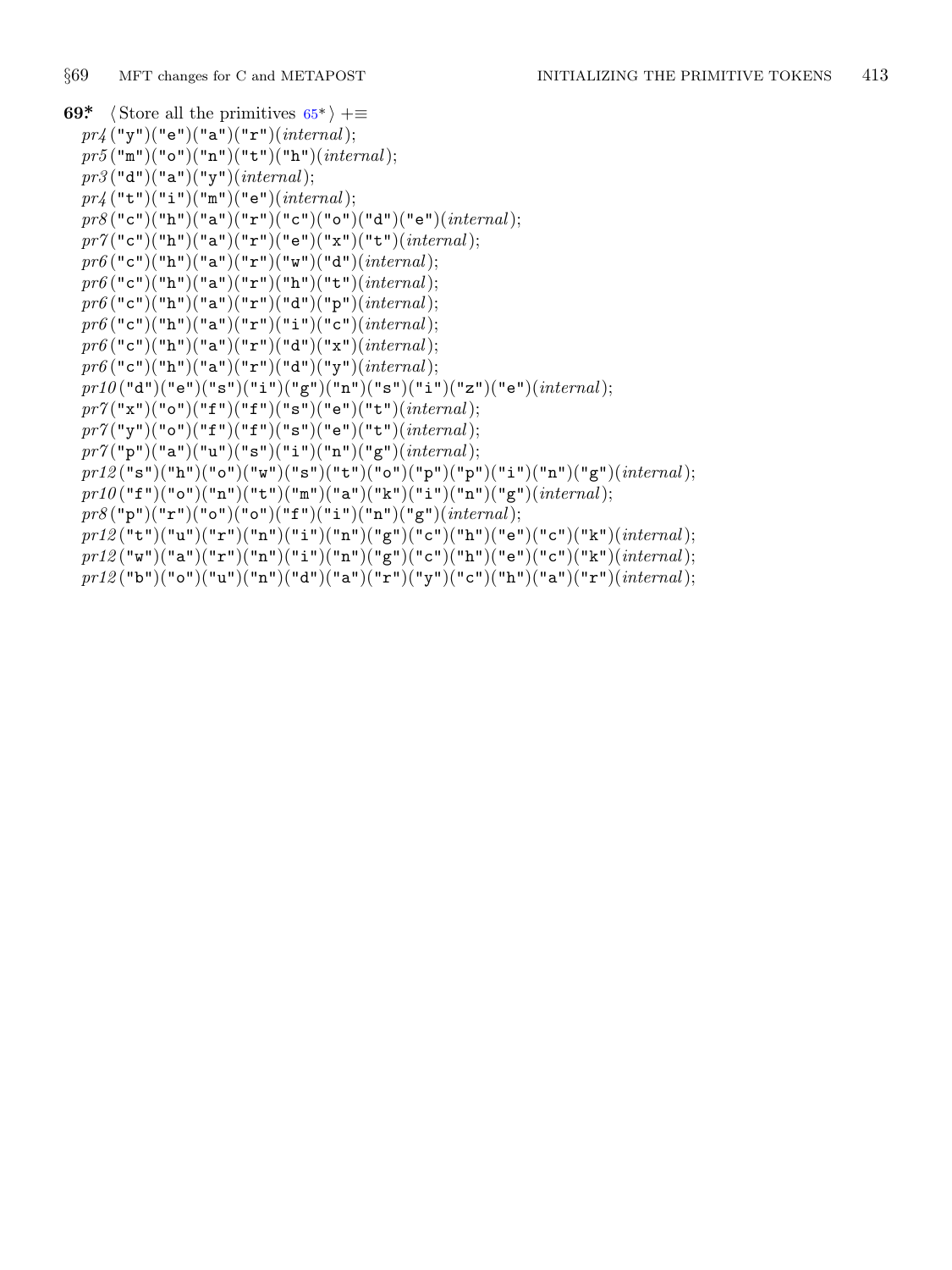**69\*** ⟨Store all the primitives 65\*⟩ +≡

*pr4*("y")("e")("a")("r")(*internal*);
*pr5*("m")("o")("n")("t")("h")(*internal*);
*pr3*("d")("a")("y")(*internal*);
*pr4*("t")("i")("m")("e")(*internal*);
*pr8*("c")("h")("a")("r")("c")("o")("d")("e")(*internal*);
*pr7*("c")("h")("a")("r")("e")("x")("t")(*internal*);
*pr6*("c")("h")("a")("r")("w")("d")(*internal*);
*pr6*("c")("h")("a")("r")("h")("t")(*internal*);
*pr6*("c")("h")("a")("r")("d")("p")(*internal*);
*pr6*("c")("h")("a")("r")("i")("c")(*internal*);
*pr6*("c")("h")("a")("r")("d")("x")(*internal*);
*pr6*("c")("h")("a")("r")("d")("y")(*internal*);
*pr10*("d")("e")("s")("i")("g")("n")("s")("i")("z")("e")(*internal*);
*pr7*("x")("o")("f")("f")("s")("e")("t")(*internal*);
*pr7*("y")("o")("f")("f")("s")("e")("t")(*internal*);
*pr7*("p")("a")("u")("s")("i")("n")("g")(*internal*);
*pr12*("s")("h")("o")("w")("s")("t")("o")("p")("p")("i")("n")("g")(*internal*);
*pr10*("f")("o")("n")("t")("m")("a")("k")("i")("n")("g")(*internal*);
*pr8*("p")("r")("o")("o")("f")("i")("n")("g")(*internal*);
*pr12*("t")("u")("r")("n")("i")("n")("g")("c")("h")("e")("c")("k")(*internal*);
*pr12*("w")("a")("r")("n")("i")("n")("g")("c")("h")("e")("c")("k")(*internal*);
*pr12*("b")("o")("u")("n")("d")("a")("r")("y")("c")("h")("a")("r")(*internal*);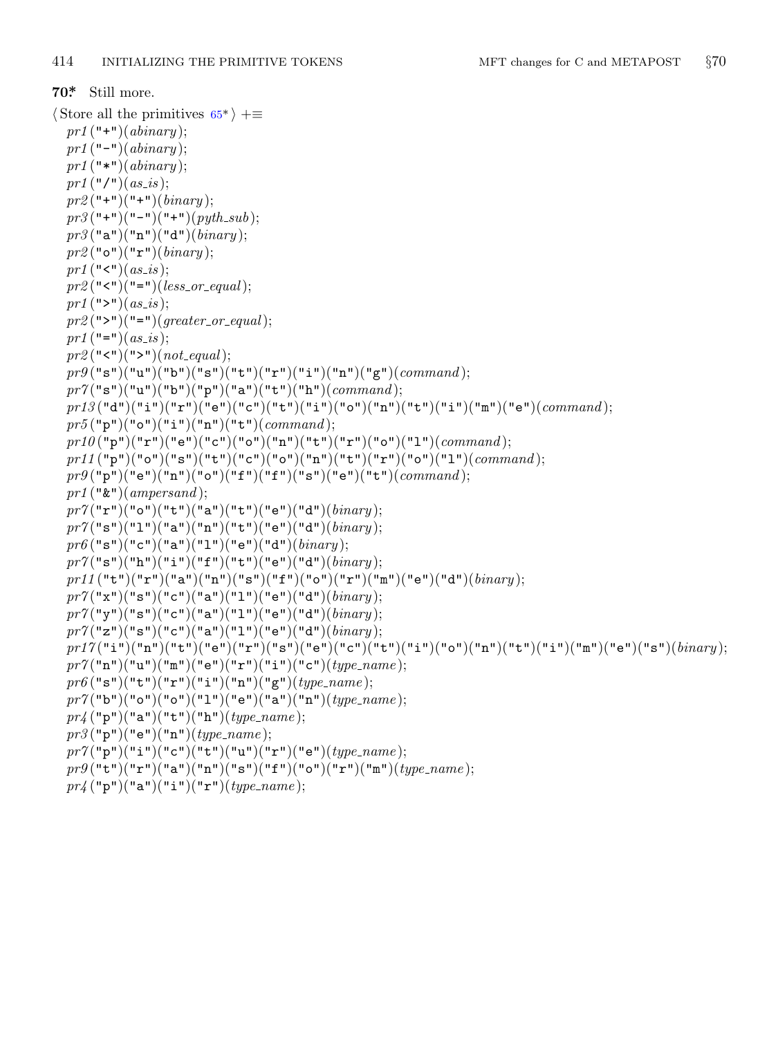**70\*** Still more.

⟨ Store all the primitives 65\* ⟩ +≡

*pr1* ("+")(*abinary*);
*pr1* ("-")(*abinary*);
*pr1* ("*")(*abinary*);
*pr1* ("/")(*as_is*);
*pr2* ("+")("+")(*binary*);
*pr3* ("+")("-")("+")(*pyth_sub*);
*pr3* ("a")("n")("d")(*binary*);
*pr2* ("o")("r")(*binary*);
*pr1* ("<")(*as_is*);
*pr2* ("<")("=")(*less_or_equal*);
*pr1* (">")(*as_is*);
*pr2* (">")("=")(*greater_or_equal*);
*pr1* ("=")(*as_is*);
*pr2* ("<")(">")(*not_equal*);
*pr9* ("s")("u")("b")("s")("t")("r")("i")("n")("g")(*command*);
*pr7* ("s")("u")("b")("p")("a")("t")("h")(*command*);
*pr13* ("d")("i")("r")("e")("c")("t")("i")("o")("n")("t")("i")("m")("e")(*command*);
*pr5* ("p")("o")("i")("n")("t")(*command*);
*pr10* ("p")("r")("e")("c")("o")("n")("t")("r")("o")("l")(*command*);
*pr11* ("p")("o")("s")("t")("c")("o")("n")("t")("r")("o")("l")(*command*);
*pr9* ("p")("e")("n")("o")("f")("f")("s")("e")("t")(*command*);
*pr1* ("&")(*ampersand*);
*pr7* ("r")("o")("t")("a")("t")("e")("d")(*binary*);
*pr7* ("s")("l")("a")("n")("t")("e")("d")(*binary*);
*pr6* ("s")("c")("a")("l")("e")("d")(*binary*);
*pr7* ("s")("h")("i")("f")("t")("e")("d")(*binary*);
*pr11* ("t")("r")("a")("n")("s")("f")("o")("r")("m")("e")("d")(*binary*);
*pr7* ("x")("s")("c")("a")("l")("e")("d")(*binary*);
*pr7* ("y")("s")("c")("a")("l")("e")("d")(*binary*);
*pr7* ("z")("s")("c")("a")("l")("e")("d")(*binary*);
*pr17* ("i")("n")("t")("e")("r")("s")("e")("c")("t")("i")("o")("n")("t")("i")("m")("e")("s")(*binary*);
*pr7* ("n")("u")("m")("e")("r")("i")("c")(*type_name*);
*pr6* ("s")("t")("r")("i")("n")("g")(*type_name*);
*pr7* ("b")("o")("o")("l")("e")("a")("n")(*type_name*);
*pr4* ("p")("a")("t")("h")(*type_name*);
*pr3* ("p")("e")("n")(*type_name*);
*pr7* ("p")("i")("c")("t")("u")("r")("e")(*type_name*);
*pr9* ("t")("r")("a")("n")("s")("f")("o")("r")("m")(*type_name*);
*pr4* ("p")("a")("i")("r")(*type_name*);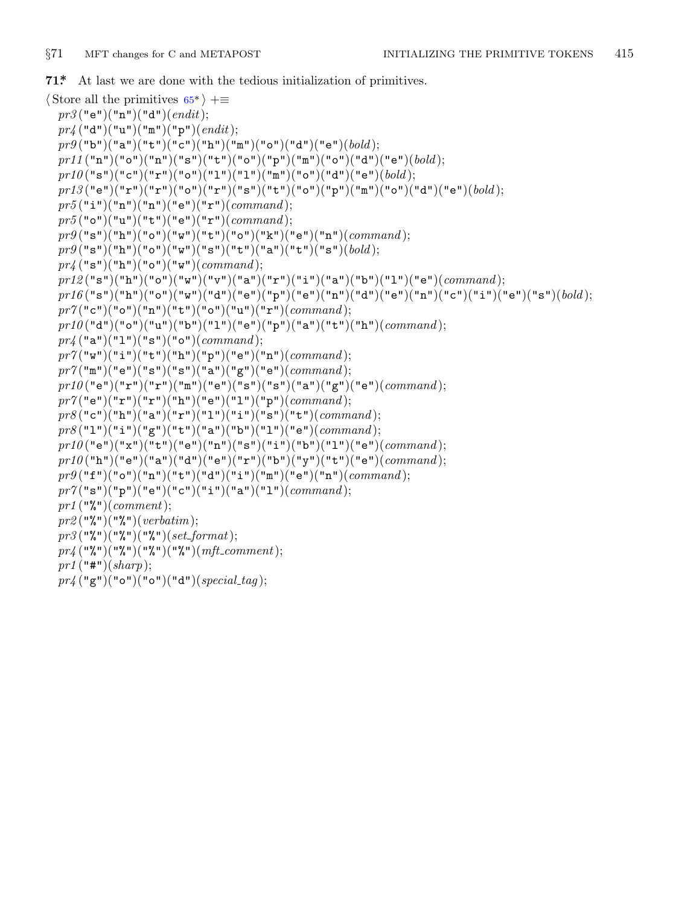**71\*** At last we are done with the tedious initialization of primitives.

⟨ Store all the primitives 65\* ⟩ +≡

```
pr3("e")("n")("d")(endit);
pr4("d")("u")("m")("p")(endit);
pr9("b")("a")("t")("c")("h")("m")("o")("d")("e")(bold);
pr11("n")("o")("n")("s")("t")("o")("p")("m")("o")("d")("e")(bold);
pr10("s")("c")("r")("o")("l")("l")("m")("o")("d")("e")(bold);
pr13("e")("r")("r")("o")("r")("s")("t")("o")("p")("m")("o")("d")("e")(bold);
pr5("i")("n")("n")("e")("r")(command);
pr5("o")("u")("t")("e")("r")(command);
pr9("s")("h")("o")("w")("t")("o")("k")("e")("n")(command);
pr9("s")("h")("o")("w")("s")("t")("a")("t")("s")(bold);
pr4("s")("h")("o")("w")(command);
pr12("s")("h")("o")("w")("v")("a")("r")("i")("a")("b")("l")("e")(command);
pr16("s")("h")("o")("w")("d")("e")("p")("e")("n")("d")("e")("n")("c")("i")("e")("s")(bold);
pr7("c")("o")("n")("t")("o")("u")("r")(command);
pr10("d")("o")("u")("b")("l")("e")("p")("a")("t")("h")(command);
pr4("a")("l")("s")("o")(command);
pr7("w")("i")("t")("h")("p")("e")("n")(command);
pr7("m")("e")("s")("s")("a")("g")("e")(command);
pr10("e")("r")("r")("m")("e")("s")("s")("a")("g")("e")(command);
pr7("e")("r")("r")("h")("e")("l")("p")(command);
pr8("c")("h")("a")("r")("l")("i")("s")("t")(command);
pr8("l")("i")("g")("t")("a")("b")("l")("e")(command);
pr10("e")("x")("t")("e")("n")("s")("i")("b")("l")("e")(command);
pr10("h")("e")("a")("d")("e")("r")("b")("y")("t")("e")(command);
pr9("f")("o")("n")("t")("d")("i")("m")("e")("n")(command);
pr7("s")("p")("e")("c")("i")("a")("l")(command);
pr1("%")(comment);
pr2("%")("%")(verbatim);
pr3("%")("%")("%")(set_format);
pr4("%")("%")("%")("%")(mft_comment);
pr1("#")(sharp);
pr4("g")("o")("o")("d")(special_tag);
```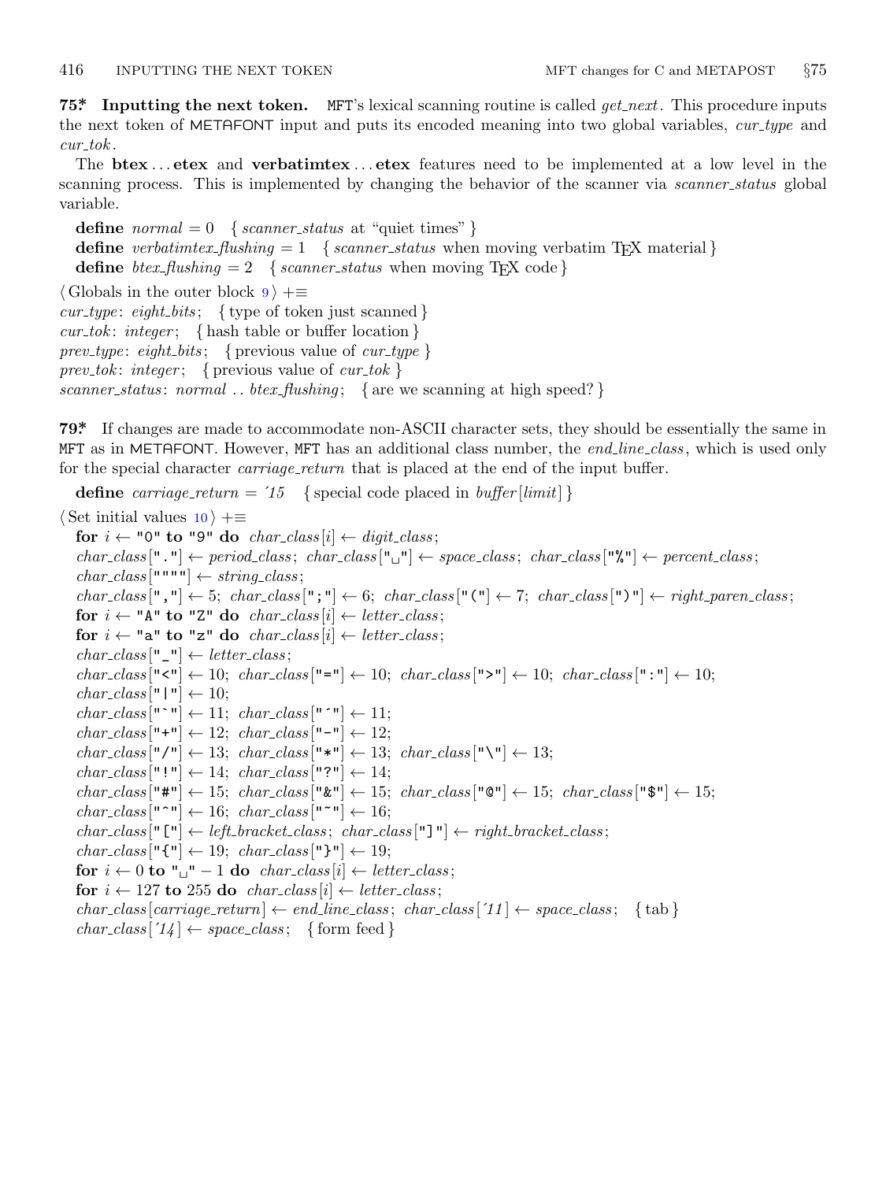**75\*. Inputting the next token.** MFT's lexical scanning routine is called *get_next*. This procedure inputs the next token of METAFONT input and puts its encoded meaning into two global variables, *cur_type* and *cur_tok*.

The **btex** ... **etex** and **verbatimtex** ... **etex** features need to be implemented at a low level in the scanning process. This is implemented by changing the behavior of the scanner via *scanner_status* global variable.

**define** *normal* = 0 { *scanner_status* at "quiet times" }
**define** *verbatimtex_flushing* = 1 { *scanner_status* when moving verbatim TeX material }
**define** *btex_flushing* = 2 { *scanner_status* when moving TeX code }

⟨ Globals in the outer block 9 ⟩ +≡
*cur_type*: *eight_bits*; { type of token just scanned }
*cur_tok*: *integer*; { hash table or buffer location }
*prev_type*: *eight_bits*; { previous value of *cur_type* }
*prev_tok*: *integer*; { previous value of *cur_tok* }
*scanner_status*: *normal* .. *btex_flushing*; { are we scanning at high speed? }

**79\*.** If changes are made to accommodate non-ASCII character sets, they should be essentially the same in MFT as in METAFONT. However, MFT has an additional class number, the *end_line_class*, which is used only for the special character *carriage_return* that is placed at the end of the input buffer.

**define** *carriage_return* = ´15 { special code placed in *buffer*[*limit*] }

⟨ Set initial values 10 ⟩ +≡
**for** *i* ← "0" **to** "9" **do** *char_class*[*i*] ← *digit_class*;
*char_class*["."] ← *period_class*; *char_class*["␣"] ← *space_class*; *char_class*["%"] ← *percent_class*;
*char_class*[""""] ← *string_class*;
*char_class*[","] ← 5; *char_class*[";"] ← 6; *char_class*["("] ← 7; *char_class*[")"] ← *right_paren_class*;
**for** *i* ← "A" **to** "Z" **do** *char_class*[*i*] ← *letter_class*;
**for** *i* ← "a" **to** "z" **do** *char_class*[*i*] ← *letter_class*;
*char_class*["_"] ← *letter_class*;
*char_class*["<"] ← 10; *char_class*["="] ← 10; *char_class*[">"] ← 10; *char_class*[":"] ← 10;
*char_class*["|"] ← 10;
*char_class*["`"] ← 11; *char_class*["´"] ← 11;
*char_class*["+"] ← 12; *char_class*["-"] ← 12;
*char_class*["/"] ← 13; *char_class*["*"] ← 13; *char_class*["\"] ← 13;
*char_class*["!"] ← 14; *char_class*["?"] ← 14;
*char_class*["#"] ← 15; *char_class*["&"] ← 15; *char_class*["@"] ← 15; *char_class*["$"] ← 15;
*char_class*["^"] ← 16; *char_class*["~"] ← 16;
*char_class*["["] ← *left_bracket_class*; *char_class*["]"] ← *right_bracket_class*;
*char_class*["{"] ← 19; *char_class*["}"] ← 19;
**for** *i* ← 0 **to** "␣" − 1 **do** *char_class*[*i*] ← *letter_class*;
**for** *i* ← 127 **to** 255 **do** *char_class*[*i*] ← *letter_class*;
*char_class*[*carriage_return*] ← *end_line_class*; *char_class*[´11] ← *space_class*; { tab }
*char_class*[´14] ← *space_class*; { form feed }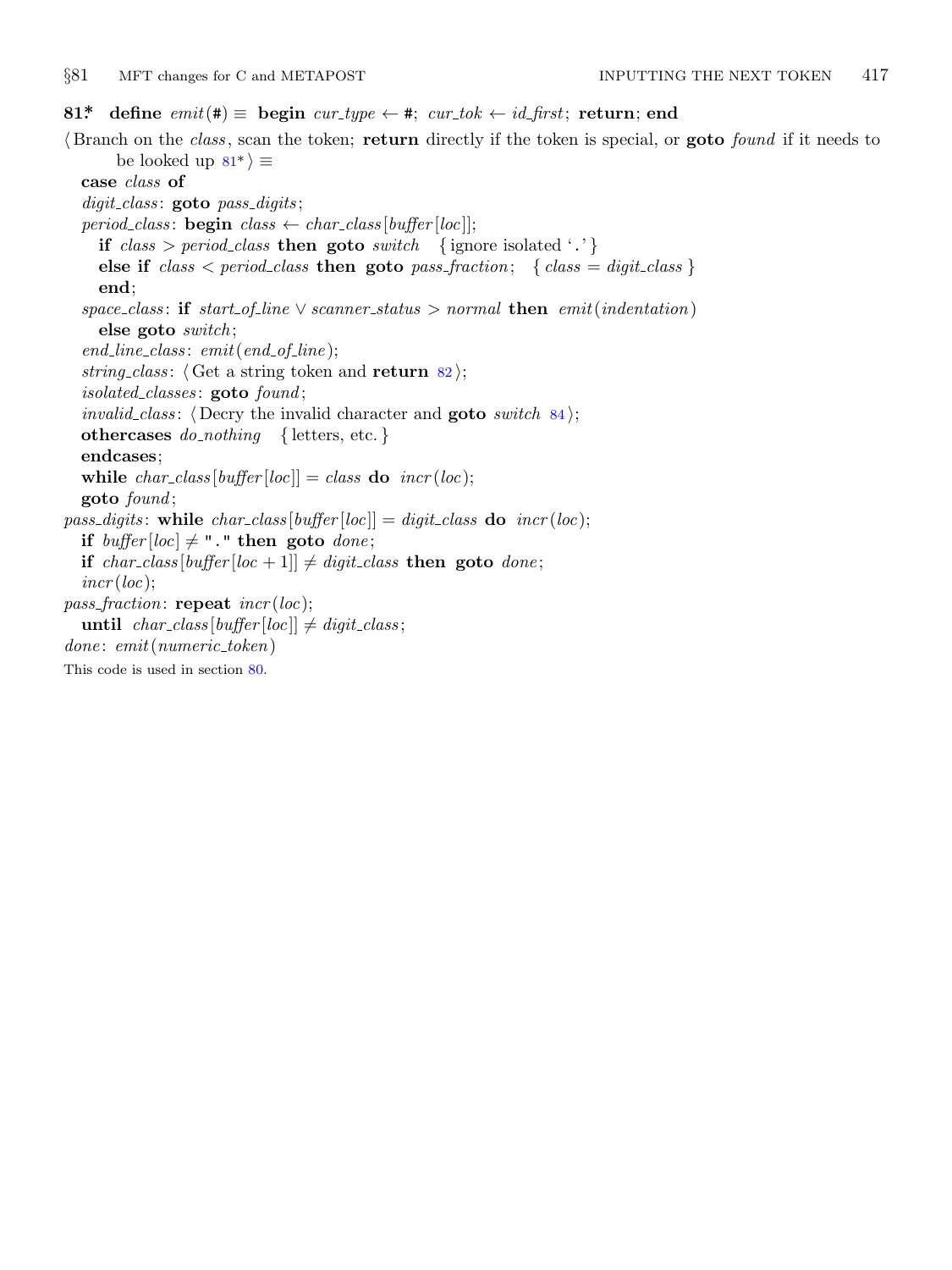**81\*** **define** *emit*(#) ≡ **begin** *cur_type* ← #; *cur_tok* ← *id_first*; **return**; **end**

⟨ Branch on the *class*, scan the token; **return** directly if the token is special, or **goto** *found* if it needs to be looked up 81\* ⟩ ≡

```
case class of
digit_class: goto pass_digits;
period_class: begin class ← char_class[buffer[loc]];
  if class > period_class then goto switch   { ignore isolated '.' }
  else if class < period_class then goto pass_fraction;   { class = digit_class }
  end;
space_class: if start_of_line ∨ scanner_status > normal then emit(indentation)
  else goto switch;
end_line_class: emit(end_of_line);
string_class: ⟨ Get a string token and return 82 ⟩;
isolated_classes: goto found;
invalid_class: ⟨ Decry the invalid character and goto switch 84 ⟩;
othercases do_nothing   { letters, etc. }
endcases;
while char_class[buffer[loc]] = class do incr(loc);
goto found;
pass_digits: while char_class[buffer[loc]] = digit_class do incr(loc);
  if buffer[loc] ≠ "." then goto done;
  if char_class[buffer[loc + 1]] ≠ digit_class then goto done;
  incr(loc);
pass_fraction: repeat incr(loc);
  until char_class[buffer[loc]] ≠ digit_class;
done: emit(numeric_token)
```

This code is used in section 80.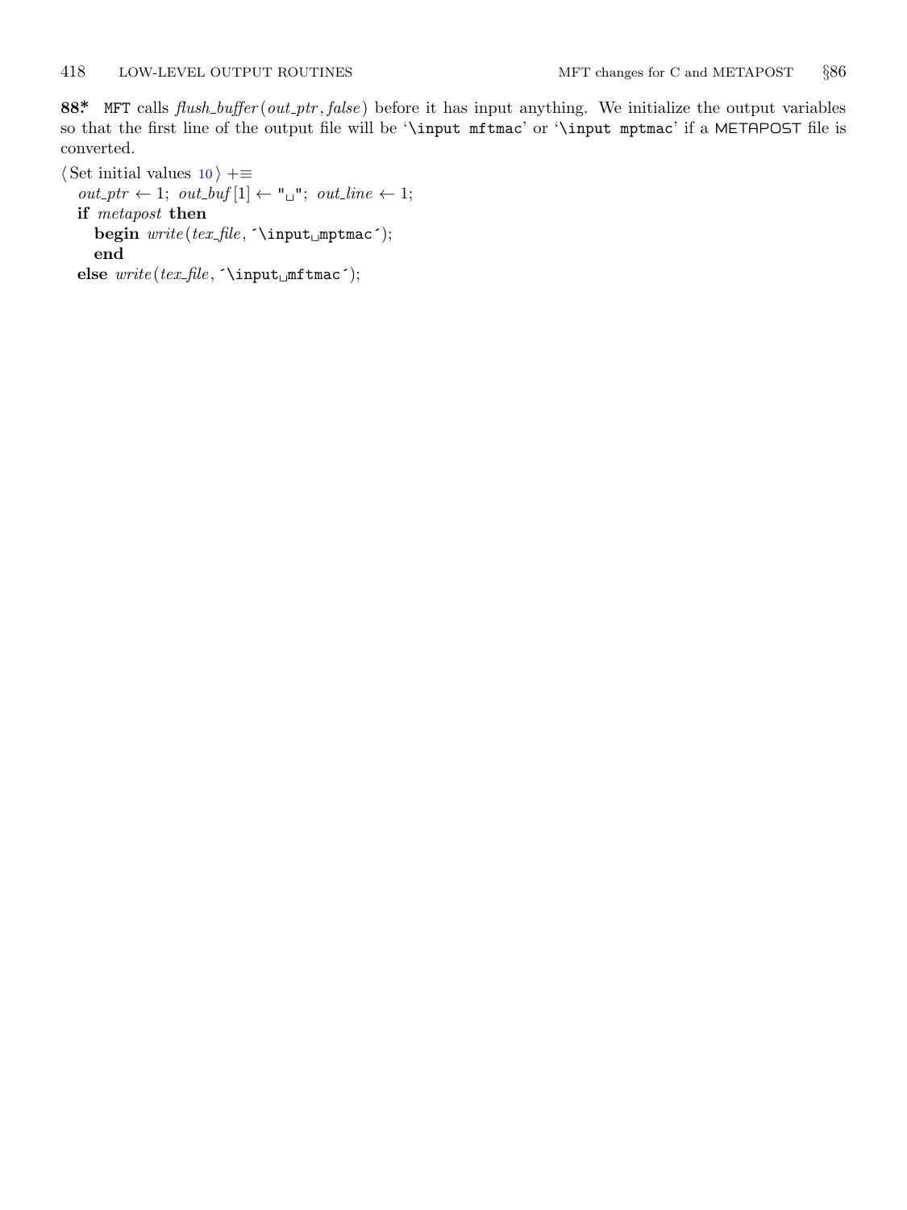**88\*** `MFT` calls *flush_buffer*(*out_ptr*, *false*) before it has input anything. We initialize the output variables so that the first line of the output file will be '`\input mftmac`' or '`\input mptmac`' if a METAPOST file is converted.

⟨ Set initial values 10 ⟩ +≡

```
out_ptr ← 1; out_buf[1] ← "␣"; out_line ← 1;
if metapost then
   begin write(tex_file, ´\input␣mptmac´);
   end
else write(tex_file, ´\input␣mftmac´);
```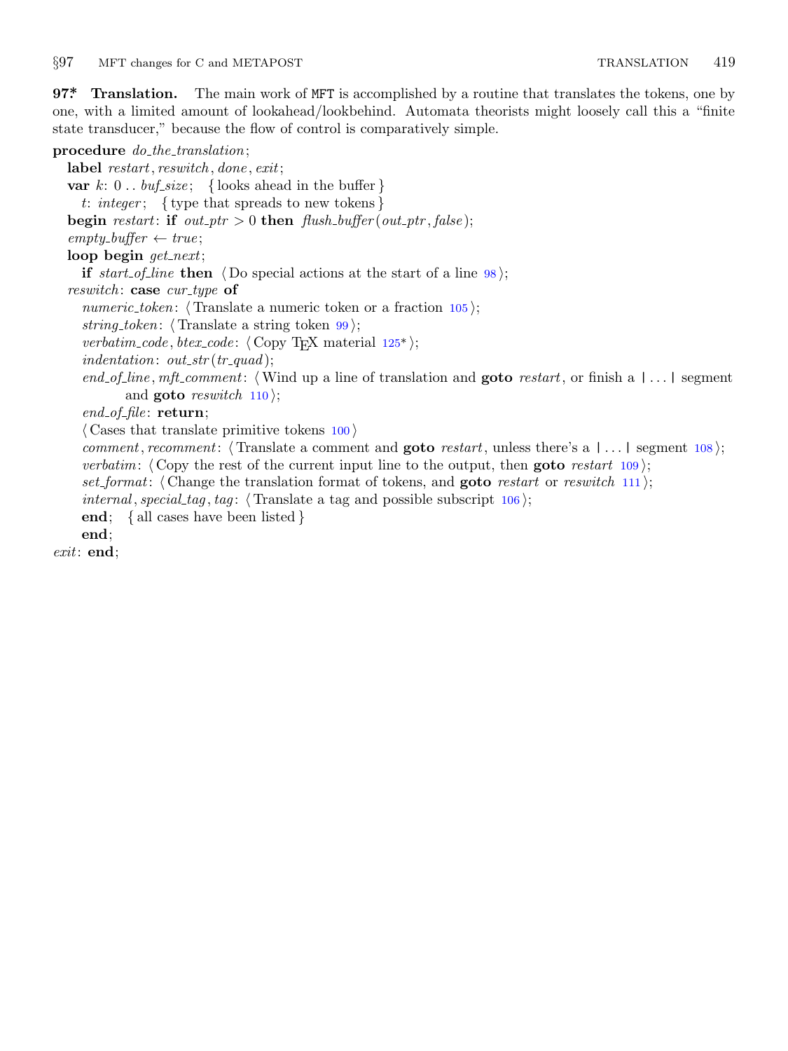**97\*. Translation.** The main work of MFT is accomplished by a routine that translates the tokens, one by one, with a limited amount of lookahead/lookbehind. Automata theorists might loosely call this a "finite state transducer," because the flow of control is comparatively simple.

```
procedure do_the_translation;
  label restart, reswitch, done, exit;
  var k: 0 .. buf_size;   { looks ahead in the buffer }
    t: integer;   { type that spreads to new tokens }
  begin restart: if out_ptr > 0 then flush_buffer(out_ptr, false);
  empty_buffer ← true;
  loop begin get_next;
    if start_of_line then ⟨Do special actions at the start of a line 98⟩;
  reswitch: case cur_type of
    numeric_token: ⟨Translate a numeric token or a fraction 105⟩;
    string_token: ⟨Translate a string token 99⟩;
    verbatim_code, btex_code: ⟨Copy TEX material 125*⟩;
    indentation: out_str(tr_quad);
    end_of_line, mft_comment: ⟨Wind up a line of translation and goto restart, or finish a |...| segment
          and goto reswitch 110⟩;
    end_of_file: return;
    ⟨Cases that translate primitive tokens 100⟩
    comment, recomment: ⟨Translate a comment and goto restart, unless there's a |...| segment 108⟩;
    verbatim: ⟨Copy the rest of the current input line to the output, then goto restart 109⟩;
    set_format: ⟨Change the translation format of tokens, and goto restart or reswitch 111⟩;
    internal, special_tag, tag: ⟨Translate a tag and possible subscript 106⟩;
    end;   { all cases have been listed }
    end;
exit: end;
```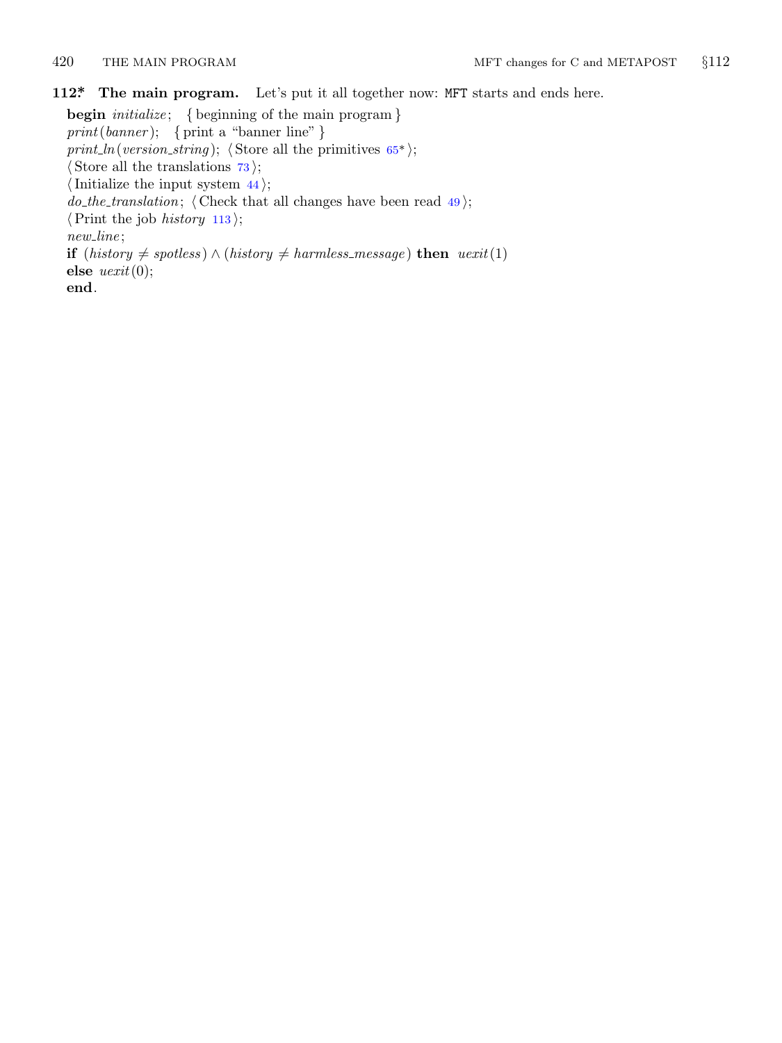**112\*. The main program.** Let's put it all together now: `MFT` starts and ends here.

**begin** *initialize*; { beginning of the main program }
*print*(*banner*); { print a "banner line" }
*print_ln*(*version_string*); ⟨ Store all the primitives 65\* ⟩;
⟨ Store all the translations 73 ⟩;
⟨ Initialize the input system 44 ⟩;
*do_the_translation*; ⟨ Check that all changes have been read 49 ⟩;
⟨ Print the job *history* 113 ⟩;
*new_line*;
**if** ($history \neq spotless$) $\land$ ($history \neq harmless\_message$) **then** *uexit*(1)
**else** *uexit*(0);
**end**.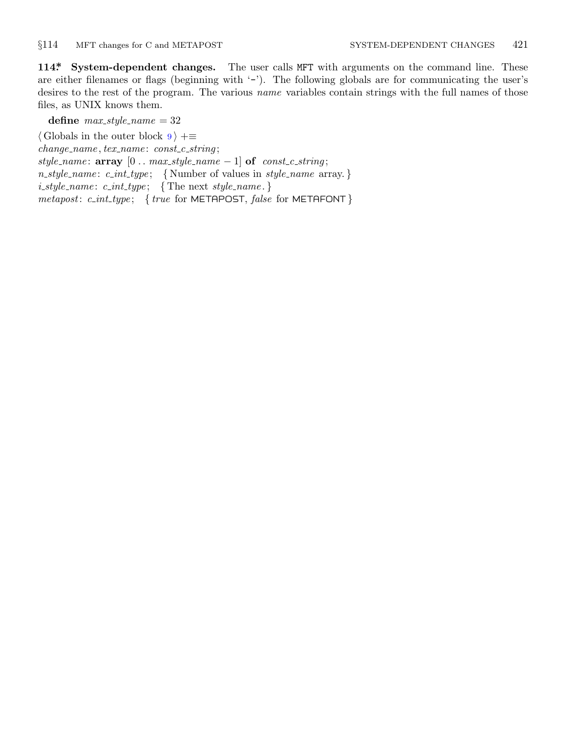**114\* System-dependent changes.** The user calls `MFT` with arguments on the command line. These are either filenames or flags (beginning with '-'). The following globals are for communicating the user's desires to the rest of the program. The various *name* variables contain strings with the full names of those files, as UNIX knows them.

**define** *max_style_name* = 32

⟨ Globals in the outer block 9 ⟩ +≡
*change_name*, *tex_name*: *const_c_string*;
*style_name*: **array** [0 .. *max_style_name* − 1] **of** *const_c_string*;
*n_style_name*: *c_int_type*; { Number of values in *style_name* array. }
*i_style_name*: *c_int_type*; { The next *style_name*. }
*metapost*: *c_int_type*; { *true* for METAPOST, *false* for METAFONT }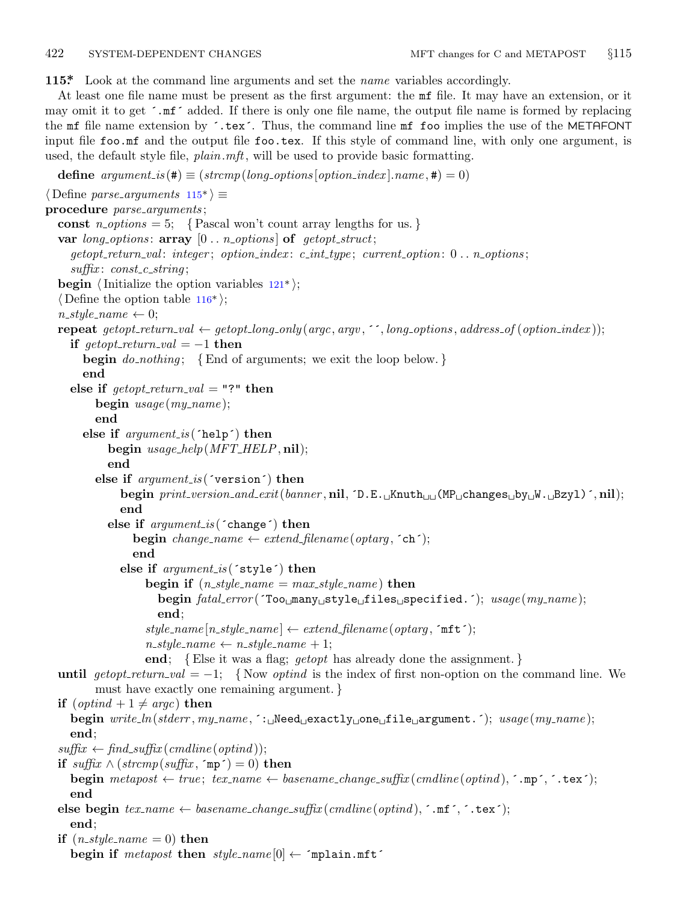**115*.** Look at the command line arguments and set the *name* variables accordingly.

At least one file name must be present as the first argument: the `mf` file. It may have an extension, or it may omit it to get `.mf` added. If there is only one file name, the output file name is formed by replacing the `mf` file name extension by `.tex`. Thus, the command line `mf foo` implies the use of the METAFONT input file `foo.mf` and the output file `foo.tex`. If this style of command line, with only one argument, is used, the default style file, *plain.mft*, will be used to provide basic formatting.

```
define argument_is(#) ≡ (strcmp(long_options[option_index].name, #) = 0)

⟨Define parse_arguments 115*⟩ ≡
procedure parse_arguments;
  const n_options = 5;   { Pascal won't count array lengths for us. }
  var long_options: array [0 .. n_options] of getopt_struct;
    getopt_return_val: integer; option_index: c_int_type; current_option: 0 .. n_options;
    suffix: const_c_string;
  begin ⟨Initialize the option variables 121*⟩;
  ⟨Define the option table 116*⟩;
  n_style_name ← 0;
  repeat getopt_return_val ← getopt_long_only(argc, argv, ´´, long_options, address_of(option_index));
    if getopt_return_val = −1 then
      begin do_nothing;   { End of arguments; we exit the loop below. }
      end
    else if getopt_return_val = "?" then
        begin usage(my_name);
        end
      else if argument_is(´help´) then
          begin usage_help(MFT_HELP, nil);
          end
        else if argument_is(´version´) then
            begin print_version_and_exit(banner, nil, ´D.E. Knuth  (MP changes by W. Bzyl)´, nil);
            end
          else if argument_is(´change´) then
              begin change_name ← extend_filename(optarg, ´ch´);
              end
            else if argument_is(´style´) then
                begin if (n_style_name = max_style_name) then
                  begin fatal_error(´Too many style files specified.´); usage(my_name);
                  end;
                style_name[n_style_name] ← extend_filename(optarg, ´mft´);
                n_style_name ← n_style_name + 1;
                end;   { Else it was a flag; getopt has already done the assignment. }
  until getopt_return_val = −1;   { Now optind is the index of first non-option on the command line. We
        must have exactly one remaining argument. }
  if (optind + 1 ≠ argc) then
    begin write_ln(stderr, my_name, ´: Need exactly one file argument.´); usage(my_name);
    end;
  suffix ← find_suffix(cmdline(optind));
  if suffix ∧ (strcmp(suffix, ´mp´) = 0) then
    begin metapost ← true; tex_name ← basename_change_suffix(cmdline(optind), ´.mp´, ´.tex´);
    end
  else begin tex_name ← basename_change_suffix(cmdline(optind), ´.mf´, ´.tex´);
    end;
  if (n_style_name = 0) then
    begin if metapost then style_name[0] ← ´mplain.mft´
```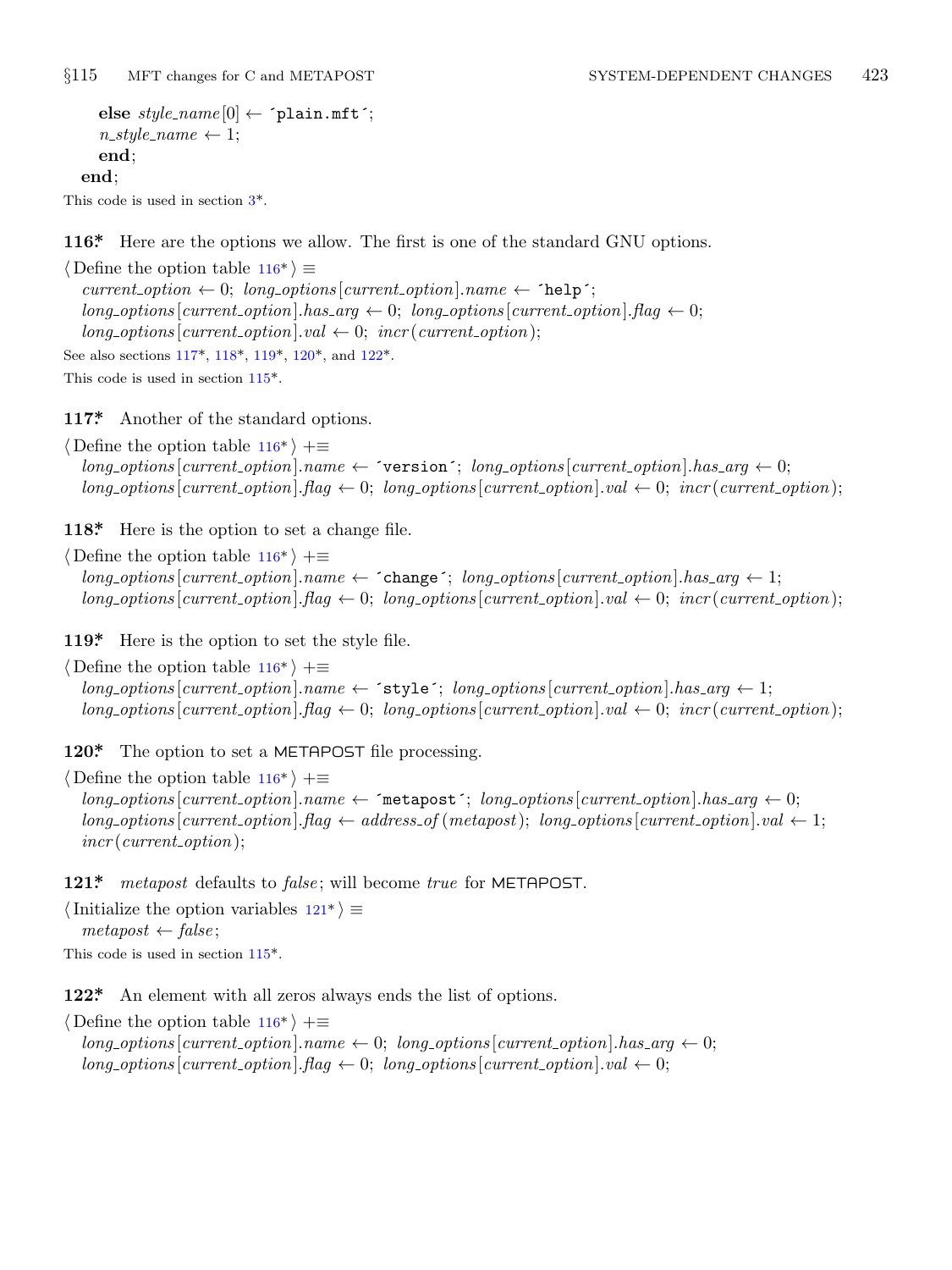**else** *style_name*[0] ← ´plain.mft´;
*n_style_name* ← 1;
**end**;
**end**;

This code is used in section 3*.

**116\*** Here are the options we allow. The first is one of the standard GNU options.

⟨ Define the option table 116* ⟩ ≡
*current_option* ← 0; *long_options*[*current_option*].*name* ← ´help´;
*long_options*[*current_option*].*has_arg* ← 0; *long_options*[*current_option*].*flag* ← 0;
*long_options*[*current_option*].*val* ← 0; *incr*(*current_option*);

See also sections 117*, 118*, 119*, 120*, and 122*.

This code is used in section 115*.

**117\*** Another of the standard options.

⟨ Define the option table 116* ⟩ +≡
*long_options*[*current_option*].*name* ← ´version´; *long_options*[*current_option*].*has_arg* ← 0;
*long_options*[*current_option*].*flag* ← 0; *long_options*[*current_option*].*val* ← 0; *incr*(*current_option*);

**118\*** Here is the option to set a change file.

⟨ Define the option table 116* ⟩ +≡
*long_options*[*current_option*].*name* ← ´change´; *long_options*[*current_option*].*has_arg* ← 1;
*long_options*[*current_option*].*flag* ← 0; *long_options*[*current_option*].*val* ← 0; *incr*(*current_option*);

**119\*** Here is the option to set the style file.

⟨ Define the option table 116* ⟩ +≡
*long_options*[*current_option*].*name* ← ´style´; *long_options*[*current_option*].*has_arg* ← 1;
*long_options*[*current_option*].*flag* ← 0; *long_options*[*current_option*].*val* ← 0; *incr*(*current_option*);

**120\*** The option to set a METAPOST file processing.

⟨ Define the option table 116* ⟩ +≡
*long_options*[*current_option*].*name* ← ´metapost´; *long_options*[*current_option*].*has_arg* ← 0;
*long_options*[*current_option*].*flag* ← *address_of*(*metapost*); *long_options*[*current_option*].*val* ← 1;
*incr*(*current_option*);

**121\*** *metapost* defaults to *false*; will become *true* for METAPOST.

⟨ Initialize the option variables 121* ⟩ ≡
*metapost* ← *false*;

This code is used in section 115*.

**122\*** An element with all zeros always ends the list of options.

⟨ Define the option table 116* ⟩ +≡
*long_options*[*current_option*].*name* ← 0; *long_options*[*current_option*].*has_arg* ← 0;
*long_options*[*current_option*].*flag* ← 0; *long_options*[*current_option*].*val* ← 0;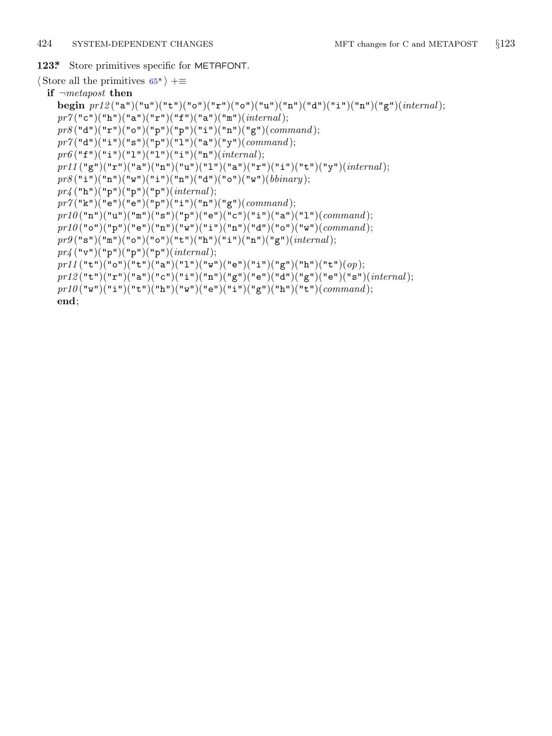**123*.** Store primitives specific for METAFONT.

⟨ Store all the primitives 65* ⟩ +≡

```
if ¬metapost then
  begin pr12("a")("u")("t")("o")("r")("o")("u")("n")("d")("i")("n")("g")(internal);
  pr7("c")("h")("a")("r")("f")("a")("m")(internal);
  pr8("d")("r")("o")("p")("p")("i")("n")("g")(command);
  pr7("d")("i")("s")("p")("l")("a")("y")(command);
  pr6("f")("i")("l")("l")("i")("n")(internal);
  pr11("g")("r")("a")("n")("u")("l")("a")("r")("i")("t")("y")(internal);
  pr8("i")("n")("w")("i")("n")("d")("o")("w")(bbinary);
  pr4("h")("p")("p")("p")(internal);
  pr7("k")("e")("e")("p")("i")("n")("g")(command);
  pr10("n")("u")("m")("s")("p")("e")("c")("i")("a")("l")(command);
  pr10("o")("p")("e")("n")("w")("i")("n")("d")("o")("w")(command);
  pr9("s")("m")("o")("o")("t")("h")("i")("n")("g")(internal);
  pr4("v")("p")("p")("p")(internal);
  pr11("t")("o")("t")("a")("l")("w")("e")("i")("g")("h")("t")(op);
  pr12("t")("r")("a")("c")("i")("n")("g")("e")("d")("g")("e")("s")(internal);
  pr10("w")("i")("t")("h")("w")("e")("i")("g")("h")("t")(command);
  end;
```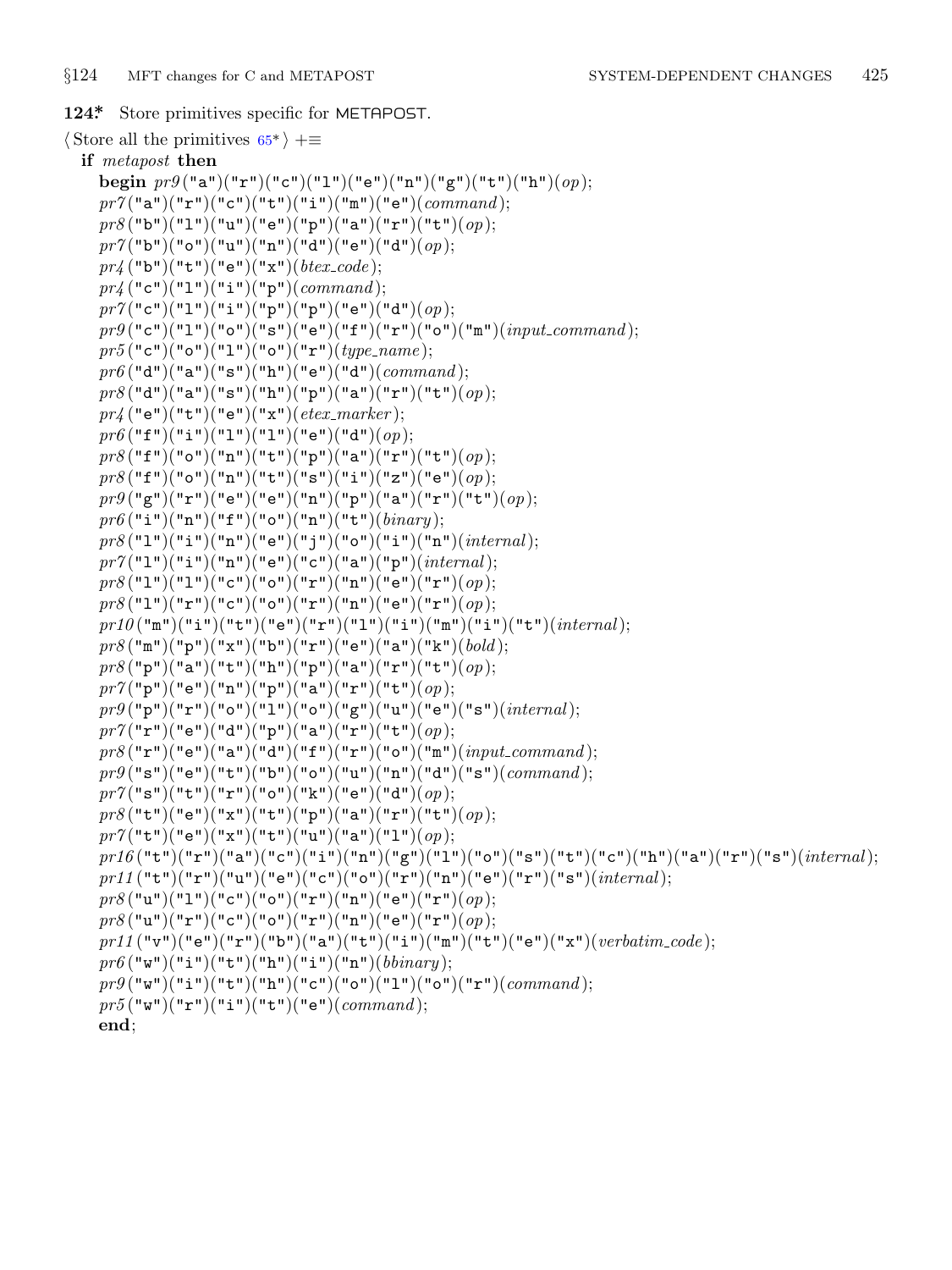**124*.** Store primitives specific for METAPOST.

⟨Store all the primitives 65*⟩ +≡

```
if metapost then
  begin pr9("a")("r")("c")("l")("e")("n")("g")("t")("h")(op);
  pr7("a")("r")("c")("t")("i")("m")("e")(command);
  pr8("b")("l")("u")("e")("p")("a")("r")("t")(op);
  pr7("b")("o")("u")("n")("d")("e")("d")(op);
  pr4("b")("t")("e")("x")(btex_code);
  pr4("c")("l")("i")("p")(command);
  pr7("c")("l")("i")("p")("p")("e")("d")(op);
  pr9("c")("l")("o")("s")("e")("f")("r")("o")("m")(input_command);
  pr5("c")("o")("l")("o")("r")(type_name);
  pr6("d")("a")("s")("h")("e")("d")(command);
  pr8("d")("a")("s")("h")("p")("a")("r")("t")(op);
  pr4("e")("t")("e")("x")(etex_marker);
  pr6("f")("i")("l")("l")("e")("d")(op);
  pr8("f")("o")("n")("t")("p")("a")("r")("t")(op);
  pr8("f")("o")("n")("t")("s")("i")("z")("e")(op);
  pr9("g")("r")("e")("e")("n")("p")("a")("r")("t")(op);
  pr6("i")("n")("f")("o")("n")("t")(binary);
  pr8("l")("i")("n")("e")("j")("o")("i")("n")(internal);
  pr7("l")("i")("n")("e")("c")("a")("p")(internal);
  pr8("l")("l")("c")("o")("r")("n")("e")("r")(op);
  pr8("l")("r")("c")("o")("r")("n")("e")("r")(op);
  pr10("m")("i")("t")("e")("r")("l")("i")("m")("i")("t")(internal);
  pr8("m")("p")("x")("b")("r")("e")("a")("k")(bold);
  pr8("p")("a")("t")("h")("p")("a")("r")("t")(op);
  pr7("p")("e")("n")("p")("a")("r")("t")(op);
  pr9("p")("r")("o")("l")("o")("g")("u")("e")("s")(internal);
  pr7("r")("e")("d")("p")("a")("r")("t")(op);
  pr8("r")("e")("a")("d")("f")("r")("o")("m")(input_command);
  pr9("s")("e")("t")("b")("o")("u")("n")("d")("s")(command);
  pr7("s")("t")("r")("o")("k")("e")("d")(op);
  pr8("t")("e")("x")("t")("p")("a")("r")("t")(op);
  pr7("t")("e")("x")("t")("u")("a")("l")(op);
  pr16("t")("r")("a")("c")("i")("n")("g")("l")("o")("s")("t")("c")("h")("a")("r")("s")(internal);
  pr11("t")("r")("u")("e")("c")("o")("r")("n")("e")("r")("s")(internal);
  pr8("u")("l")("c")("o")("r")("n")("e")("r")(op);
  pr8("u")("r")("c")("o")("r")("n")("e")("r")(op);
  pr11("v")("e")("r")("b")("a")("t")("i")("m")("t")("e")("x")(verbatim_code);
  pr6("w")("i")("t")("h")("i")("n")(bbinary);
  pr9("w")("i")("t")("h")("c")("o")("l")("o")("r")(command);
  pr5("w")("r")("i")("t")("e")(command);
  end;
```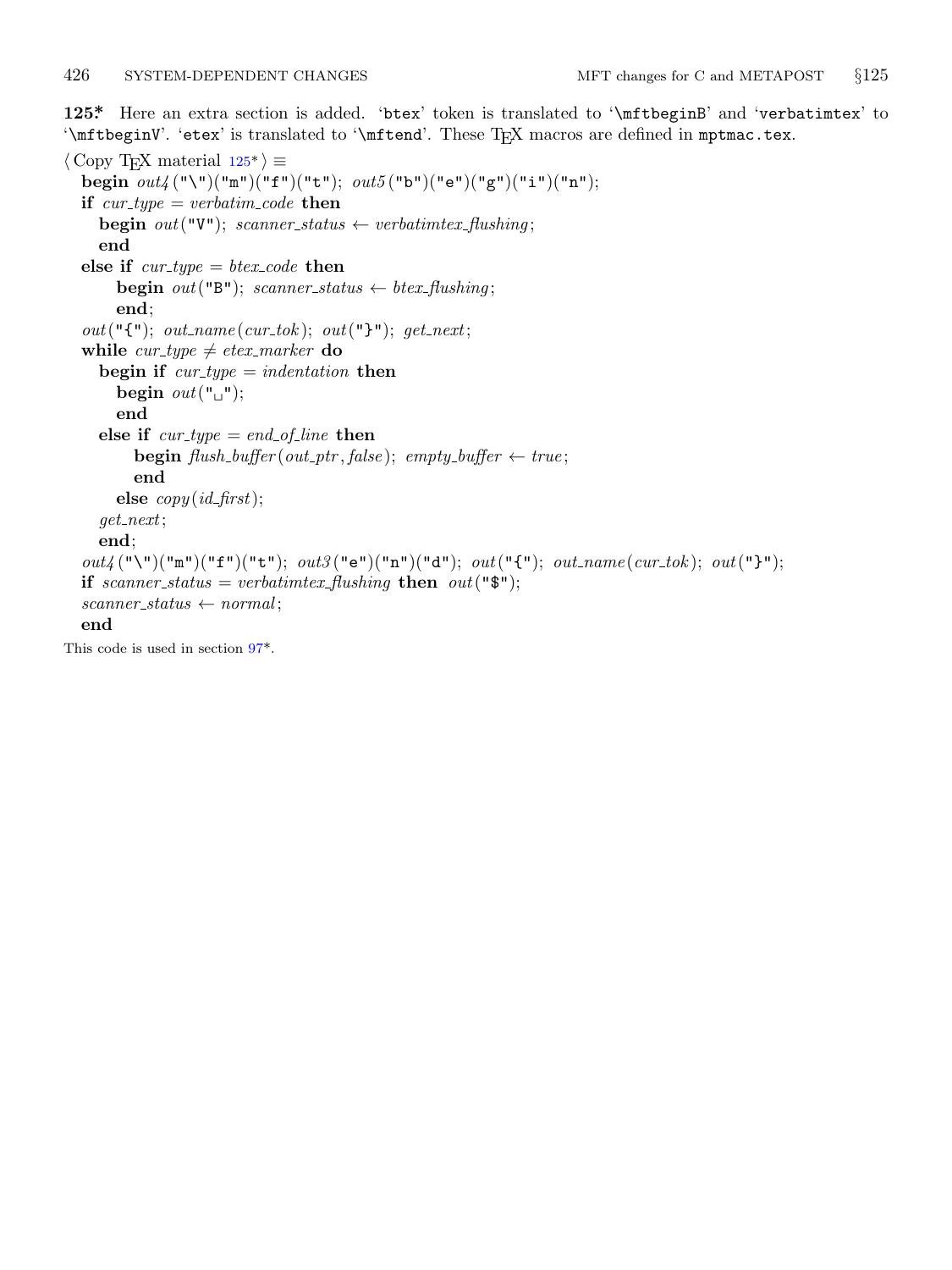**125\*** Here an extra section is added. 'btex' token is translated to '\mftbeginB' and 'verbatimtex' to '\mftbeginV'. 'etex' is translated to '\mftend'. These TeX macros are defined in mptmac.tex.

```
⟨Copy TeX material 125*⟩ ≡
  begin out4("\")("m")("f")("t"); out5("b")("e")("g")("i")("n");
  if cur_type = verbatim_code then
    begin out("V"); scanner_status ← verbatimtex_flushing;
    end
  else if cur_type = btex_code then
      begin out("B"); scanner_status ← btex_flushing;
      end;
  out("{"); out_name(cur_tok); out("}"); get_next;
  while cur_type ≠ etex_marker do
    begin if cur_type = indentation then
      begin out("␣");
      end
    else if cur_type = end_of_line then
        begin flush_buffer(out_ptr, false); empty_buffer ← true;
        end
      else copy(id_first);
    get_next;
    end;
  out4("\")("m")("f")("t"); out3("e")("n")("d"); out("{"); out_name(cur_tok); out("}");
  if scanner_status = verbatimtex_flushing then out("$");
  scanner_status ← normal;
  end
```

This code is used in section 97\*.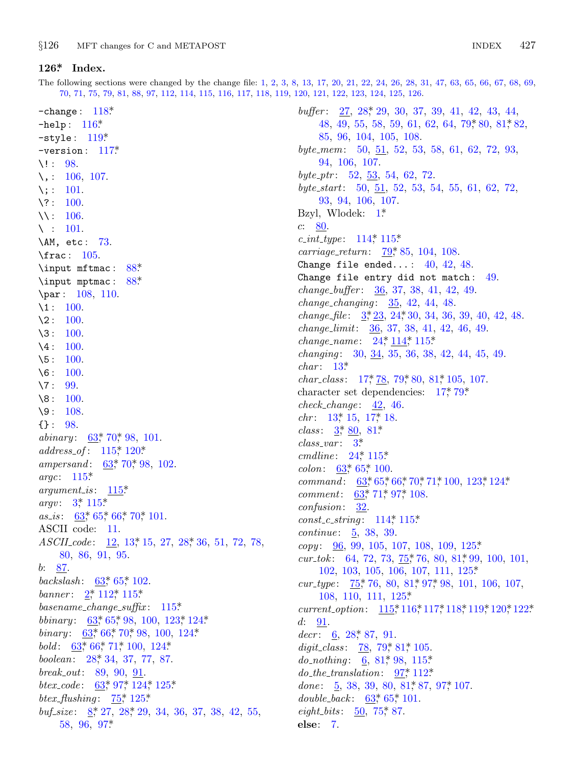## 126* Index.

The following sections were changed by the change file: 1, 2, 3, 8, 13, 17, 20, 21, 22, 24, 26, 28, 31, 47, 63, 65, 66, 67, 68, 69, 70, 71, 75, 79, 81, 88, 97, 112, 114, 115, 116, 117, 118, 119, 120, 121, 122, 123, 124, 125, 126.

`-change`: 118*
`-help`: 116*
`-style`: 119*
`-version`: 117*
`\!`: 98.
`\,`: 106, 107.
`\;`: 101.
`\?`: 100.
`\\`: 106.
`\ `: 101.
`\AM, etc`: 73.
`\frac`: 105.
`\input mftmac`: 88*
`\input mptmac`: 88*
`\par`: 108, 110.
`\1`: 100.
`\2`: 100.
`\3`: 100.
`\4`: 100.
`\5`: 100.
`\6`: 100.
`\7`: 99.
`\8`: 100.
`\9`: 108.
`{}`: 98.
*abinary*: 63* 70* 98, 101.
*address_of*: 115* 120*
*ampersand*: 63* 70* 98, 102.
*argc*: 115*
*argument_is*: 115*
*argv*: 3* 115*
*as_is*: 63* 65* 66* 70* 101.
ASCII code: 11.
*ASCII_code*: 12, 13* 15, 27, 28* 36, 51, 72, 78, 80, 86, 91, 95.
*b*: 87.
*backslash*: 63* 65* 102.
*banner*: 2* 112* 115*
*basename_change_suffix*: 115*
*bbinary*: 63* 65* 98, 100, 123* 124*
*binary*: 63* 66* 70* 98, 100, 124*
*bold*: 63* 66* 71* 100, 124*
*boolean*: 28* 34, 37, 77, 87.
*break_out*: 89, 90, 91.
*btex_code*: 63* 97* 124* 125*
*btex_flushing*: 75* 125*
*buf_size*: 8* 27, 28* 29, 34, 36, 37, 38, 42, 55, 58, 96, 97*
*buffer*: 27, 28* 29, 30, 37, 39, 41, 42, 43, 44, 48, 49, 55, 58, 59, 61, 62, 64, 79* 80, 81* 82, 85, 96, 104, 105, 108.
*byte_mem*: 50, 51, 52, 53, 58, 61, 62, 72, 93, 94, 106, 107.
*byte_ptr*: 52, 53, 54, 62, 72.
*byte_start*: 50, 51, 52, 53, 54, 55, 61, 62, 72, 93, 94, 106, 107.
Bzyl, Wlodek: 1*
*c*: 80.
*c_int_type*: 114* 115*
*carriage_return*: 79* 85, 104, 108.
`Change file ended...`: 40, 42, 48.
`Change file entry did not match`: 49.
*change_buffer*: 36, 37, 38, 41, 42, 49.
*change_changing*: 35, 42, 44, 48.
*change_file*: 3* 23, 24* 30, 34, 36, 39, 40, 42, 48.
*change_limit*: 36, 37, 38, 41, 42, 46, 49.
*change_name*: 24* 114* 115*
*changing*: 30, 34, 35, 36, 38, 42, 44, 45, 49.
*char*: 13*
*char_class*: 17* 78, 79* 80, 81* 105, 107.
character set dependencies: 17* 79*
*check_change*: 42, 46.
*chr*: 13* 15, 17* 18.
*class*: 3* 80, 81*
*class_var*: 3*
*cmdline*: 24* 115*
*colon*: 63* 65* 100.
*command*: 63* 65* 66* 70* 71* 100, 123* 124*
*comment*: 63* 71* 97* 108.
*confusion*: 32.
*const_c_string*: 114* 115*
*continue*: 5, 38, 39.
*copy*: 96, 99, 105, 107, 108, 109, 125*
*cur_tok*: 64, 72, 73, 75* 76, 80, 81* 99, 100, 101, 102, 103, 105, 106, 107, 111, 125*
*cur_type*: 75* 76, 80, 81* 97* 98, 101, 106, 107, 108, 110, 111, 125*
*current_option*: 115* 116* 117* 118* 119* 120* 122*
*d*: 91.
*decr*: 6, 28* 87, 91.
*digit_class*: 78, 79* 81* 105.
*do_nothing*: 6, 81* 98, 115*
*do_the_translation*: 97* 112*
*done*: 5, 38, 39, 80, 81* 87, 97* 107.
*double_back*: 63* 65* 101.
*eight_bits*: 50, 75* 87.
**else**: 7.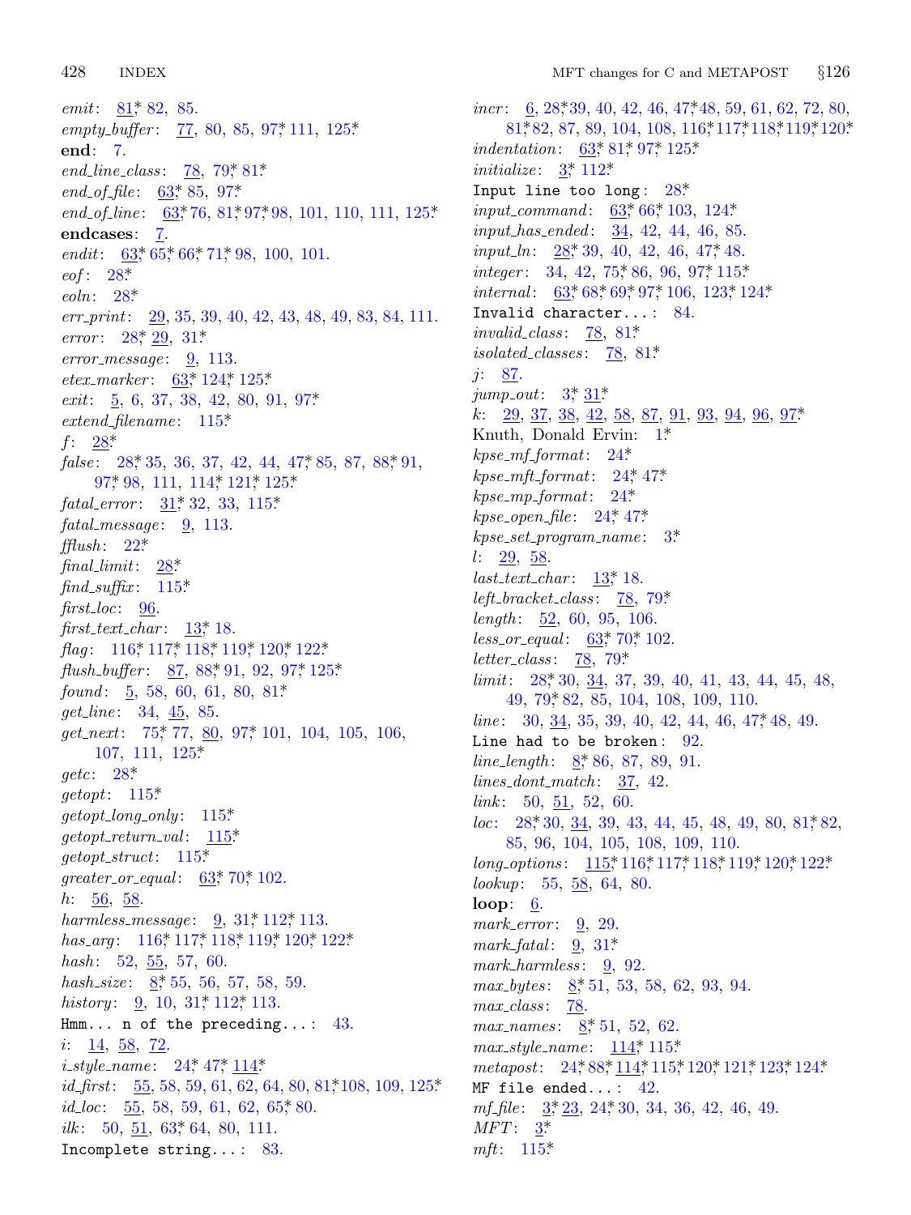*emit*: 81*, 82, 85.
*empty_buffer*: 77, 80, 85, 97*, 111, 125*.
**end**: 7.
*end_line_class*: 78, 79*, 81*.
*end_of_file*: 63*, 85, 97*.
*end_of_line*: 63*, 76, 81*, 97*, 98, 101, 110, 111, 125*.
**endcases**: 7.
*endit*: 63*, 65*, 66*, 71*, 98, 100, 101.
*eof*: 28*.
*eoln*: 28*.
*err_print*: 29, 35, 39, 40, 42, 43, 48, 49, 83, 84, 111.
*error*: 28*, 29, 31*.
*error_message*: 9, 113.
*etex_marker*: 63*, 124*, 125*.
*exit*: 5, 6, 37, 38, 42, 80, 91, 97*.
*extend_filename*: 115*.
*f*: 28*.
*false*: 28*, 35, 36, 37, 42, 44, 47*, 85, 87, 88*, 91, 97*, 98, 111, 114*, 121*, 125*.
*fatal_error*: 31*, 32, 33, 115*.
*fatal_message*: 9, 113.
*fflush*: 22*.
*final_limit*: 28*.
*find_suffix*: 115*.
*first_loc*: 96.
*first_text_char*: 13*, 18.
*flag*: 116*, 117*, 118*, 119*, 120*, 122*.
*flush_buffer*: 87, 88*, 91, 92, 97*, 125*.
*found*: 5, 58, 60, 61, 80, 81*.
*get_line*: 34, 45, 85.
*get_next*: 75*, 77, 80, 97*, 101, 104, 105, 106, 107, 111, 125*.
*getc*: 28*.
*getopt*: 115*.
*getopt_long_only*: 115*.
*getopt_return_val*: 115*.
*getopt_struct*: 115*.
*greater_or_equal*: 63*, 70*, 102.
*h*: 56, 58.
*harmless_message*: 9, 31*, 112*, 113.
*has_arg*: 116*, 117*, 118*, 119*, 120*, 122*.
*hash*: 52, 55, 57, 60.
*hash_size*: 8*, 55, 56, 57, 58, 59.
*history*: 9, 10, 31*, 112*, 113.
`Hmm... n of the preceding...`: 43.
*i*: 14, 58, 72.
*i_style_name*: 24*, 47*, 114*.
*id_first*: 55, 58, 59, 61, 62, 64, 80, 81*, 108, 109, 125*.
*id_loc*: 55, 58, 59, 61, 62, 65*, 80.
*ilk*: 50, 51, 63*, 64, 80, 111.
`Incomplete string...`: 83.
*incr*: 6, 28*, 39, 40, 42, 46, 47*, 48, 59, 61, 62, 72, 80, 81*, 82, 87, 89, 104, 108, 116*, 117*, 118*, 119*, 120*.
*indentation*: 63*, 81*, 97*, 125*.
*initialize*: 3*, 112*.
`Input line too long`: 28*.
*input_command*: 63*, 66*, 103, 124*.
*input_has_ended*: 34, 42, 44, 46, 85.
*input_ln*: 28*, 39, 40, 42, 46, 47*, 48.
*integer*: 34, 42, 75*, 86, 96, 97*, 115*.
*internal*: 63*, 68*, 69*, 97*, 106, 123*, 124*.
`Invalid character...`: 84.
*invalid_class*: 78, 81*.
*isolated_classes*: 78, 81*.
*j*: 87.
*jump_out*: 3*, 31*.
*k*: 29, 37, 38, 42, 58, 87, 91, 93, 94, 96, 97*.
Knuth, Donald Ervin: 1*.
*kpse_mf_format*: 24*.
*kpse_mft_format*: 24*, 47*.
*kpse_mp_format*: 24*.
*kpse_open_file*: 24*, 47*.
*kpse_set_program_name*: 3*.
*l*: 29, 58.
*last_text_char*: 13*, 18.
*left_bracket_class*: 78, 79*.
*length*: 52, 60, 95, 106.
*less_or_equal*: 63*, 70*, 102.
*letter_class*: 78, 79*.
*limit*: 28*, 30, 34, 37, 39, 40, 41, 43, 44, 45, 48, 49, 79*, 82, 85, 104, 108, 109, 110.
*line*: 30, 34, 35, 39, 40, 42, 44, 46, 47*, 48, 49.
`Line had to be broken`: 92.
*line_length*: 8*, 86, 87, 89, 91.
*lines_dont_match*: 37, 42.
*link*: 50, 51, 52, 60.
*loc*: 28*, 30, 34, 39, 43, 44, 45, 48, 49, 80, 81*, 82, 85, 96, 104, 105, 108, 109, 110.
*long_options*: 115*, 116*, 117*, 118*, 119*, 120*, 122*.
*lookup*: 55, 58, 64, 80.
**loop**: 6.
*mark_error*: 9, 29.
*mark_fatal*: 9, 31*.
*mark_harmless*: 9, 92.
*max_bytes*: 8*, 51, 53, 58, 62, 93, 94.
*max_class*: 78.
*max_names*: 8*, 51, 52, 62.
*max_style_name*: 114*, 115*.
*metapost*: 24*, 88*, 114*, 115*, 120*, 121*, 123*, 124*.
`MF file ended...`: 42.
*mf_file*: 3*, 23, 24*, 30, 34, 36, 42, 46, 49.
*MFT*: 3*.
*mft*: 115*.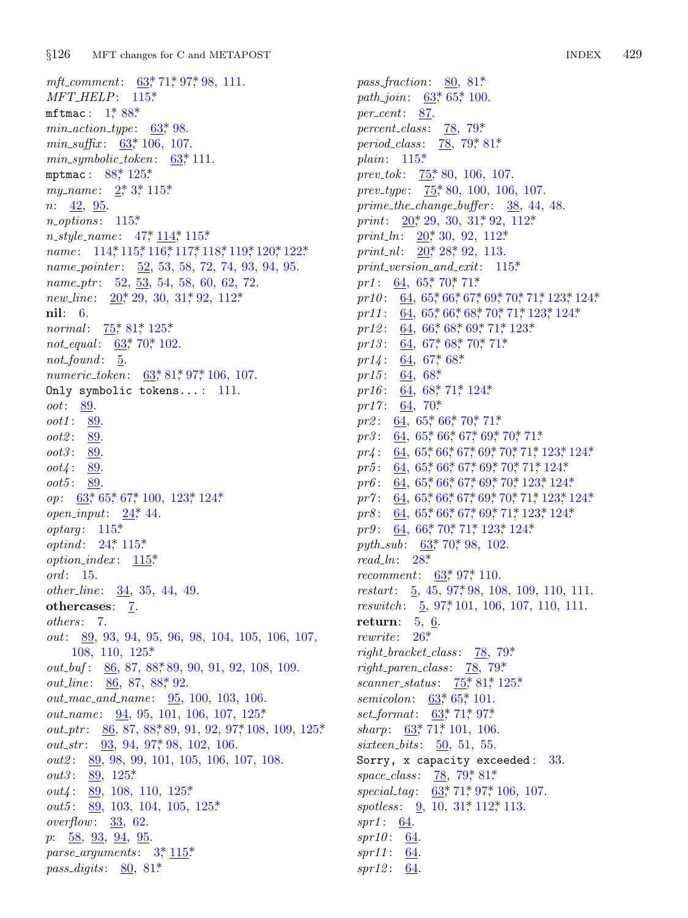*mft_comment*: 63*, 71*, 97*, 98, 111.
*MFT_HELP*: 115*.
`mftmac`: 1*, 88*.
*min_action_type*: 63*, 98.
*min_suffix*: 63*, 106, 107.
*min_symbolic_token*: 63*, 111.
`mptmac`: 88*, 125*.
*my_name*: 2*, 3*, 115*.
*n*: 42, 95.
*n_options*: 115*.
*n_style_name*: 47*, 114*, 115*.
*name*: 114*, 115*, 116*, 117*, 118*, 119*, 120*, 122*.
*name_pointer*: 52, 53, 58, 72, 74, 93, 94, 95.
*name_ptr*: 52, 53, 54, 58, 60, 62, 72.
*new_line*: 20*, 29, 30, 31*, 92, 112*.
**nil**: 6.
*normal*: 75*, 81*, 125*.
*not_equal*: 63*, 70*, 102.
*not_found*: 5.
*numeric_token*: 63*, 81*, 97*, 106, 107.
`Only symbolic tokens...`: 111.
*oot*: 89.
*oot1*: 89.
*oot2*: 89.
*oot3*: 89.
*oot4*: 89.
*oot5*: 89.
*op*: 63*, 65*, 67*, 100, 123*, 124*.
*open_input*: 24*, 44.
*optarg*: 115*.
*optind*: 24*, 115*.
*option_index*: 115*.
*ord*: 15.
*other_line*: 34, 35, 44, 49.
**othercases**: 7.
*others*: 7.
*out*: 89, 93, 94, 95, 96, 98, 104, 105, 106, 107, 108, 110, 125*.
*out_buf*: 86, 87, 88*, 89, 90, 91, 92, 108, 109.
*out_line*: 86, 87, 88*, 92.
*out_mac_and_name*: 95, 100, 103, 106.
*out_name*: 94, 95, 101, 106, 107, 125*.
*out_ptr*: 86, 87, 88*, 89, 91, 92, 97*, 108, 109, 125*.
*out_str*: 93, 94, 97*, 98, 102, 106.
*out2*: 89, 98, 99, 101, 105, 106, 107, 108.
*out3*: 89, 125*.
*out4*: 89, 108, 110, 125*.
*out5*: 89, 103, 104, 105, 125*.
*overflow*: 33, 62.
*p*: 58, 93, 94, 95.
*parse_arguments*: 3*, 115*.
*pass_digits*: 80, 81*.
*pass_fraction*: 80, 81*.
*path_join*: 63*, 65*, 100.
*per_cent*: 87.
*percent_class*: 78, 79*.
*period_class*: 78, 79*, 81*.
*plain*: 115*.
*prev_tok*: 75*, 80, 106, 107.
*prev_type*: 75*, 80, 100, 106, 107.
*prime_the_change_buffer*: 38, 44, 48.
*print*: 20*, 29, 30, 31*, 92, 112*.
*print_ln*: 20*, 30, 92, 112*.
*print_nl*: 20*, 28*, 92, 113.
*print_version_and_exit*: 115*.
*pr1*: 64, 65*, 70*, 71*.
*pr10*: 64, 65*, 66*, 67*, 69*, 70*, 71*, 123*, 124*.
*pr11*: 64, 65*, 66*, 68*, 70*, 71*, 123*, 124*.
*pr12*: 64, 66*, 68*, 69*, 71*, 123*.
*pr13*: 64, 67*, 68*, 70*, 71*.
*pr14*: 64, 67*, 68*.
*pr15*: 64, 68*.
*pr16*: 64, 68*, 71*, 124*.
*pr17*: 64, 70*.
*pr2*: 64, 65*, 66*, 70*, 71*.
*pr3*: 64, 65*, 66*, 67*, 69*, 70*, 71*.
*pr4*: 64, 65*, 66*, 67*, 69*, 70*, 71*, 123*, 124*.
*pr5*: 64, 65*, 66*, 67*, 69*, 70*, 71*, 124*.
*pr6*: 64, 65*, 66*, 67*, 69*, 70*, 123*, 124*.
*pr7*: 64, 65*, 66*, 67*, 69*, 70*, 71*, 123*, 124*.
*pr8*: 64, 65*, 66*, 67*, 69*, 71*, 123*, 124*.
*pr9*: 64, 66*, 70*, 71*, 123*, 124*.
*pyth_sub*: 63*, 70*, 98, 102.
*read_ln*: 28*.
*recomment*: 63*, 97*, 110.
*restart*: 5, 45, 97*, 98, 108, 109, 110, 111.
*reswitch*: 5, 97*, 101, 106, 107, 110, 111.
**return**: 5, 6.
*rewrite*: 26*.
*right_bracket_class*: 78, 79*.
*right_paren_class*: 78, 79*.
*scanner_status*: 75*, 81*, 125*.
*semicolon*: 63*, 65*, 101.
*set_format*: 63*, 71*, 97*.
*sharp*: 63*, 71*, 101, 106.
*sixteen_bits*: 50, 51, 55.
`Sorry, x capacity exceeded`: 33.
*space_class*: 78, 79*, 81*.
*special_tag*: 63*, 71*, 97*, 106, 107.
*spotless*: 9, 10, 31*, 112*, 113.
*spr1*: 64.
*spr10*: 64.
*spr11*: 64.
*spr12*: 64.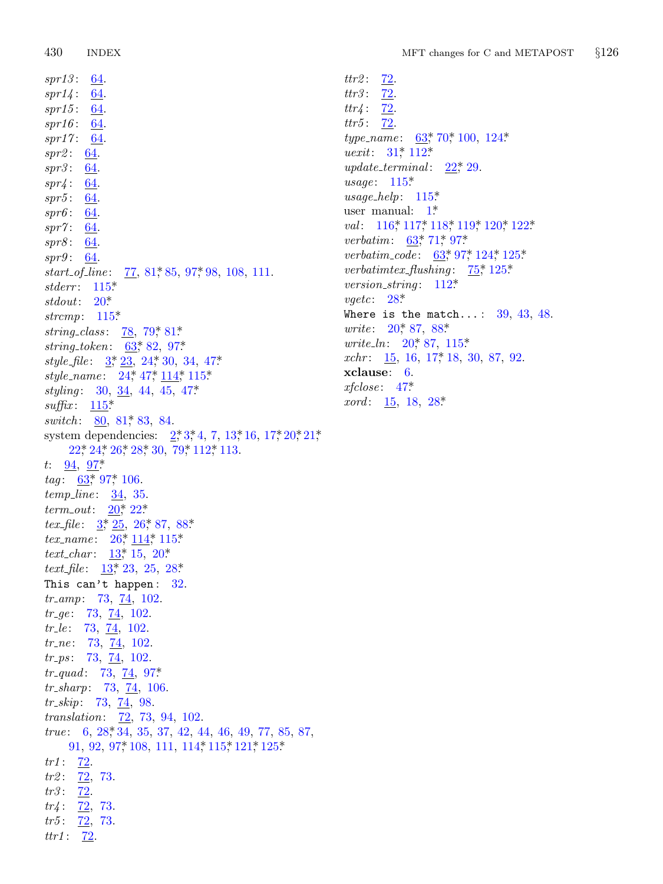*spr13*: 64.
*spr14*: 64.
*spr15*: 64.
*spr16*: 64.
*spr17*: 64.
*spr2*: 64.
*spr3*: 64.
*spr4*: 64.
*spr5*: 64.
*spr6*: 64.
*spr7*: 64.
*spr8*: 64.
*spr9*: 64.
*start_of_line*: 77, 81*, 85, 97*, 98, 108, 111.
*stderr*: 115*.
*stdout*: 20*.
*strcmp*: 115*.
*string_class*: 78, 79*, 81*.
*string_token*: 63*, 82, 97*.
*style_file*: 3*, 23, 24*, 30, 34, 47*.
*style_name*: 24*, 47*, 114*, 115*.
*styling*: 30, 34, 44, 45, 47*.
*suffix*: 115*.
*switch*: 80, 81*, 83, 84.
system dependencies: 2*, 3*, 4, 7, 13*, 16, 17*, 20*, 21*, 22*, 24*, 26*, 28*, 30, 79*, 112*, 113.
*t*: 94, 97*.
*tag*: 63*, 97*, 106.
*temp_line*: 34, 35.
*term_out*: 20*, 22*.
*tex_file*: 3*, 25, 26*, 87, 88*.
*tex_name*: 26*, 114*, 115*.
*text_char*: 13*, 15, 20*.
*text_file*: 13*, 23, 25, 28*.
`This can't happen`: 32.
*tr_amp*: 73, 74, 102.
*tr_ge*: 73, 74, 102.
*tr_le*: 73, 74, 102.
*tr_ne*: 73, 74, 102.
*tr_ps*: 73, 74, 102.
*tr_quad*: 73, 74, 97*.
*tr_sharp*: 73, 74, 106.
*tr_skip*: 73, 74, 98.
*translation*: 72, 73, 94, 102.
*true*: 6, 28*, 34, 35, 37, 42, 44, 46, 49, 77, 85, 87, 91, 92, 97*, 108, 111, 114*, 115*, 121*, 125*.
*tr1*: 72.
*tr2*: 72, 73.
*tr3*: 72.
*tr4*: 72, 73.
*tr5*: 72, 73.
*ttr1*: 72.
*ttr2*: 72.
*ttr3*: 72.
*ttr4*: 72.
*ttr5*: 72.
*type_name*: 63*, 70*, 100, 124*.
*uexit*: 31*, 112*.
*update_terminal*: 22*, 29.
*usage*: 115*.
*usage_help*: 115*.
user manual: 1*.
*val*: 116*, 117*, 118*, 119*, 120*, 122*.
*verbatim*: 63*, 71*, 97*.
*verbatim_code*: 63*, 97*, 124*, 125*.
*verbatimtex_flushing*: 75*, 125*.
*version_string*: 112*.
*vgetc*: 28*.
`Where is the match...`: 39, 43, 48.
*write*: 20*, 87, 88*.
*write_ln*: 20*, 87, 115*.
*xchr*: 15, 16, 17*, 18, 30, 87, 92.
**xclause**: 6.
*xfclose*: 47*.
*xord*: 15, 18, 28*.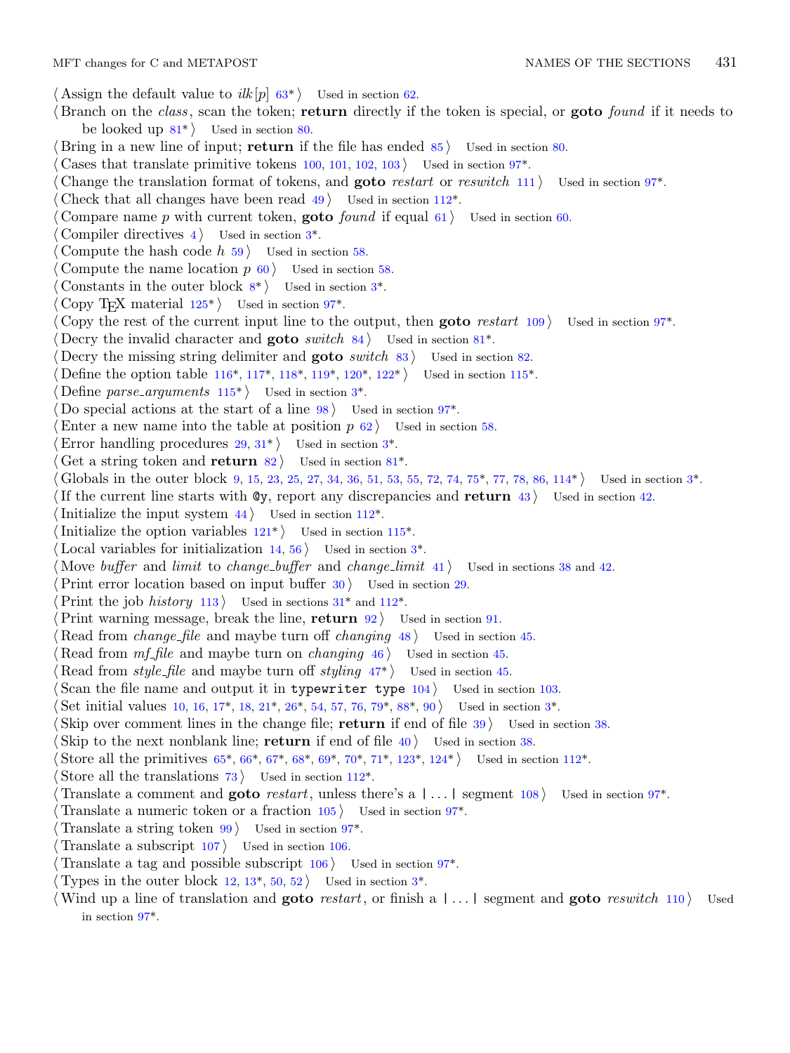⟨ Assign the default value to *ilk*[*p*] 63* ⟩ Used in section 62.
⟨ Branch on the *class*, scan the token; **return** directly if the token is special, or **goto** *found* if it needs to be looked up 81* ⟩ Used in section 80.
⟨ Bring in a new line of input; **return** if the file has ended 85 ⟩ Used in section 80.
⟨ Cases that translate primitive tokens 100, 101, 102, 103 ⟩ Used in section 97*.
⟨ Change the translation format of tokens, and **goto** *restart* or *reswitch* 111 ⟩ Used in section 97*.
⟨ Check that all changes have been read 49 ⟩ Used in section 112*.
⟨ Compare name *p* with current token, **goto** *found* if equal 61 ⟩ Used in section 60.
⟨ Compiler directives 4 ⟩ Used in section 3*.
⟨ Compute the hash code *h* 59 ⟩ Used in section 58.
⟨ Compute the name location *p* 60 ⟩ Used in section 58.
⟨ Constants in the outer block 8* ⟩ Used in section 3*.
⟨ Copy TEX material 125* ⟩ Used in section 97*.
⟨ Copy the rest of the current input line to the output, then **goto** *restart* 109 ⟩ Used in section 97*.
⟨ Decry the invalid character and **goto** *switch* 84 ⟩ Used in section 81*.
⟨ Decry the missing string delimiter and **goto** *switch* 83 ⟩ Used in section 82.
⟨ Define the option table 116*, 117*, 118*, 119*, 120*, 122* ⟩ Used in section 115*.
⟨ Define *parse_arguments* 115* ⟩ Used in section 3*.
⟨ Do special actions at the start of a line 98 ⟩ Used in section 97*.
⟨ Enter a new name into the table at position *p* 62 ⟩ Used in section 58.
⟨ Error handling procedures 29, 31* ⟩ Used in section 3*.
⟨ Get a string token and **return** 82 ⟩ Used in section 81*.
⟨ Globals in the outer block 9, 15, 23, 25, 27, 34, 36, 51, 53, 55, 72, 74, 75*, 77, 78, 86, 114* ⟩ Used in section 3*.
⟨ If the current line starts with @y, report any discrepancies and **return** 43 ⟩ Used in section 42.
⟨ Initialize the input system 44 ⟩ Used in section 112*.
⟨ Initialize the option variables 121* ⟩ Used in section 115*.
⟨ Local variables for initialization 14, 56 ⟩ Used in section 3*.
⟨ Move *buffer* and *limit* to *change_buffer* and *change_limit* 41 ⟩ Used in sections 38 and 42.
⟨ Print error location based on input buffer 30 ⟩ Used in section 29.
⟨ Print the job *history* 113 ⟩ Used in sections 31* and 112*.
⟨ Print warning message, break the line, **return** 92 ⟩ Used in section 91.
⟨ Read from *change_file* and maybe turn off *changing* 48 ⟩ Used in section 45.
⟨ Read from *mf_file* and maybe turn on *changing* 46 ⟩ Used in section 45.
⟨ Read from *style_file* and maybe turn off *styling* 47* ⟩ Used in section 45.
⟨ Scan the file name and output it in `typewriter type` 104 ⟩ Used in section 103.
⟨ Set initial values 10, 16, 17*, 18, 21*, 26*, 54, 57, 76, 79*, 88*, 90 ⟩ Used in section 3*.
⟨ Skip over comment lines in the change file; **return** if end of file 39 ⟩ Used in section 38.
⟨ Skip to the next nonblank line; **return** if end of file 40 ⟩ Used in section 38.
⟨ Store all the primitives 65*, 66*, 67*, 68*, 69*, 70*, 71*, 123*, 124* ⟩ Used in section 112*.
⟨ Store all the translations 73 ⟩ Used in section 112*.
⟨ Translate a comment and **goto** *restart*, unless there's a | ... | segment 108 ⟩ Used in section 97*.
⟨ Translate a numeric token or a fraction 105 ⟩ Used in section 97*.
⟨ Translate a string token 99 ⟩ Used in section 97*.
⟨ Translate a subscript 107 ⟩ Used in section 106.
⟨ Translate a tag and possible subscript 106 ⟩ Used in section 97*.
⟨ Types in the outer block 12, 13*, 50, 52 ⟩ Used in section 3*.
⟨ Wind up a line of translation and **goto** *restart*, or finish a | ... | segment and **goto** *reswitch* 110 ⟩ Used in section 97*.